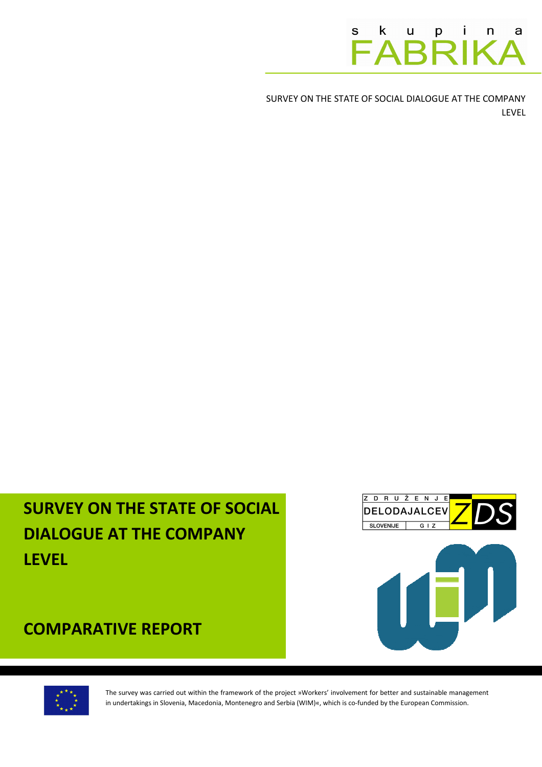s k u p i n a FABRIKA

SURVEY ON THE STATE OF SOCIAL DIALOGUE AT THE COMPANY LEVEL

# SURVEY ON THE STATE OF SOCIAL DIALOGUE AT THE COMPANY LEVEL

## COMPARATIVE REPORT

ZDRUŽENJE DELODAJALCEV SLOVENIJE GIZ ZDS

The survey was carried out within the framework of the project »Workers' involvement for better and sustainable management in undertakings in Slovenia, Macedonia, Montenegro and Serbia (WIM)«, which is co-funded by the European Commission.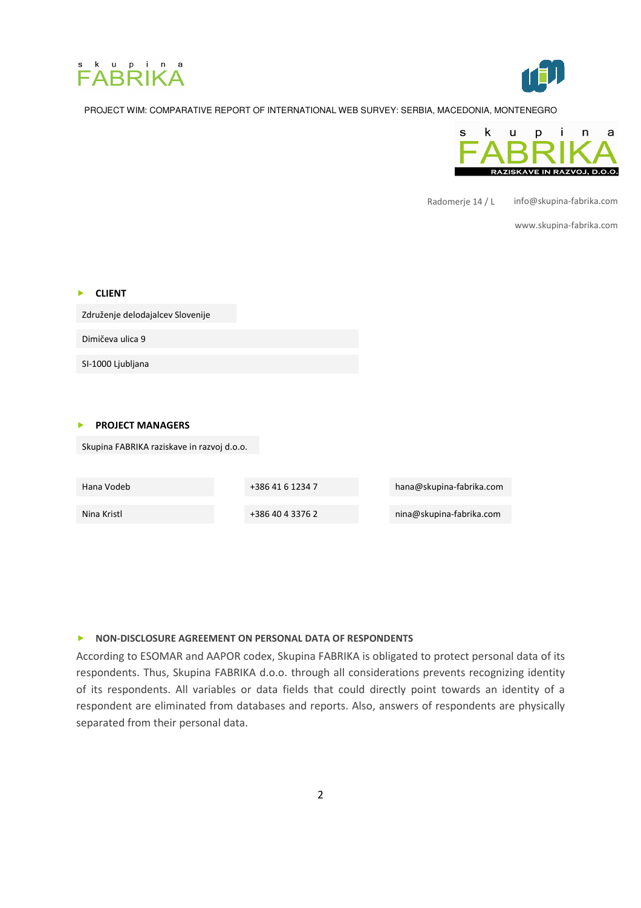PROJECT WIM: COMPARATIVE REPORT OF INTERNATIONAL WEB SURVEY: SERBIA, MACEDONIA, MONTENEGRO

s k u p i n a
FABRIKA
RAZISKAVE IN RAZVOJ, D.O.O.

Radomerje 14 / L info@skupina-fabrika.com

www.skupina-fabrika.com

## CLIENT

Združenje delodajalcev Slovenije

Dimičeva ulica 9

SI-1000 Ljubljana

## PROJECT MANAGERS

Skupina FABRIKA raziskave in razvoj d.o.o.

| | | |
|---|---|---|
| Hana Vodeb | +386 41 6 1234 7 | hana@skupina-fabrika.com |
| Nina Kristl | +386 40 4 3376 2 | nina@skupina-fabrika.com |

## NON-DISCLOSURE AGREEMENT ON PERSONAL DATA OF RESPONDENTS

According to ESOMAR and AAPOR codex, Skupina FABRIKA is obligated to protect personal data of its respondents. Thus, Skupina FABRIKA d.o.o. through all considerations prevents recognizing identity of its respondents. All variables or data fields that could directly point towards an identity of a respondent are eliminated from databases and reports. Also, answers of respondents are physically separated from their personal data.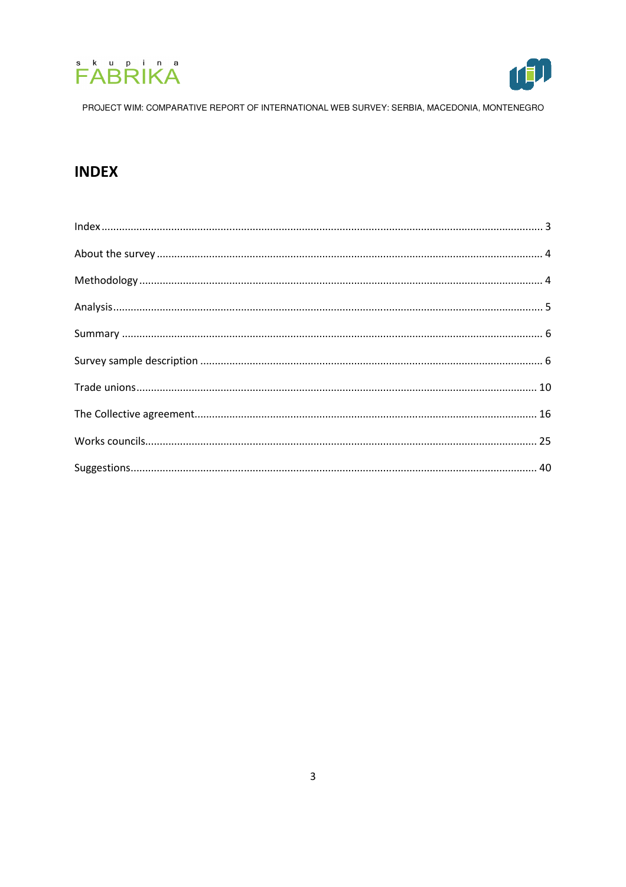# INDEX

Index ..................................................................................................................................... 3

About the survey ................................................................................................................... 4

Methodology ......................................................................................................................... 4

Analysis ................................................................................................................................. 5

Summary ............................................................................................................................... 6

Survey sample description .................................................................................................... 6

Trade unions ........................................................................................................................ 10

The Collective agreement .................................................................................................... 16

Works councils ..................................................................................................................... 25

Suggestions .......................................................................................................................... 40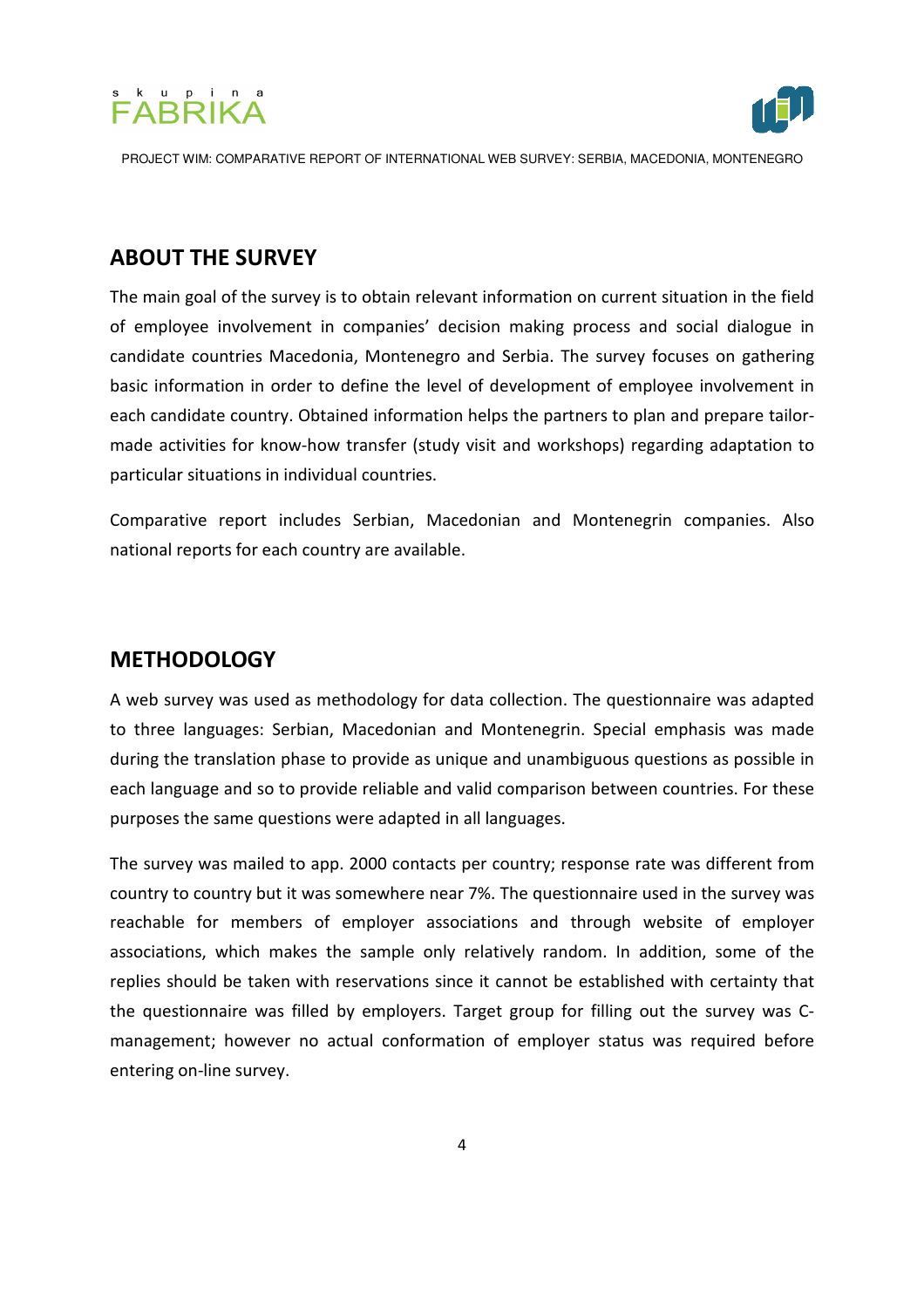## ABOUT THE SURVEY

The main goal of the survey is to obtain relevant information on current situation in the field of employee involvement in companies' decision making process and social dialogue in candidate countries Macedonia, Montenegro and Serbia. The survey focuses on gathering basic information in order to define the level of development of employee involvement in each candidate country. Obtained information helps the partners to plan and prepare tailor-made activities for know-how transfer (study visit and workshops) regarding adaptation to particular situations in individual countries.

Comparative report includes Serbian, Macedonian and Montenegrin companies. Also national reports for each country are available.

## METHODOLOGY

A web survey was used as methodology for data collection. The questionnaire was adapted to three languages: Serbian, Macedonian and Montenegrin. Special emphasis was made during the translation phase to provide as unique and unambiguous questions as possible in each language and so to provide reliable and valid comparison between countries. For these purposes the same questions were adapted in all languages.

The survey was mailed to app. 2000 contacts per country; response rate was different from country to country but it was somewhere near 7%. The questionnaire used in the survey was reachable for members of employer associations and through website of employer associations, which makes the sample only relatively random. In addition, some of the replies should be taken with reservations since it cannot be established with certainty that the questionnaire was filled by employers. Target group for filling out the survey was C-management; however no actual conformation of employer status was required before entering on-line survey.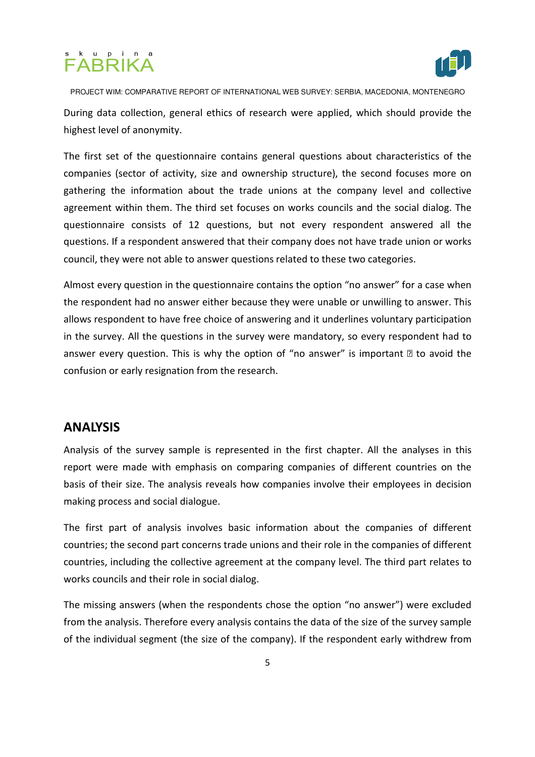During data collection, general ethics of research were applied, which should provide the highest level of anonymity.

The first set of the questionnaire contains general questions about characteristics of the companies (sector of activity, size and ownership structure), the second focuses more on gathering the information about the trade unions at the company level and collective agreement within them. The third set focuses on works councils and the social dialog. The questionnaire consists of 12 questions, but not every respondent answered all the questions. If a respondent answered that their company does not have trade union or works council, they were not able to answer questions related to these two categories.

Almost every question in the questionnaire contains the option "no answer" for a case when the respondent had no answer either because they were unable or unwilling to answer. This allows respondent to have free choice of answering and it underlines voluntary participation in the survey. All the questions in the survey were mandatory, so every respondent had to answer every question. This is why the option of "no answer" is important  to avoid the confusion or early resignation from the research.

## ANALYSIS

Analysis of the survey sample is represented in the first chapter. All the analyses in this report were made with emphasis on comparing companies of different countries on the basis of their size. The analysis reveals how companies involve their employees in decision making process and social dialogue.

The first part of analysis involves basic information about the companies of different countries; the second part concerns trade unions and their role in the companies of different countries, including the collective agreement at the company level. The third part relates to works councils and their role in social dialog.

The missing answers (when the respondents chose the option "no answer") were excluded from the analysis. Therefore every analysis contains the data of the size of the survey sample of the individual segment (the size of the company). If the respondent early withdrew from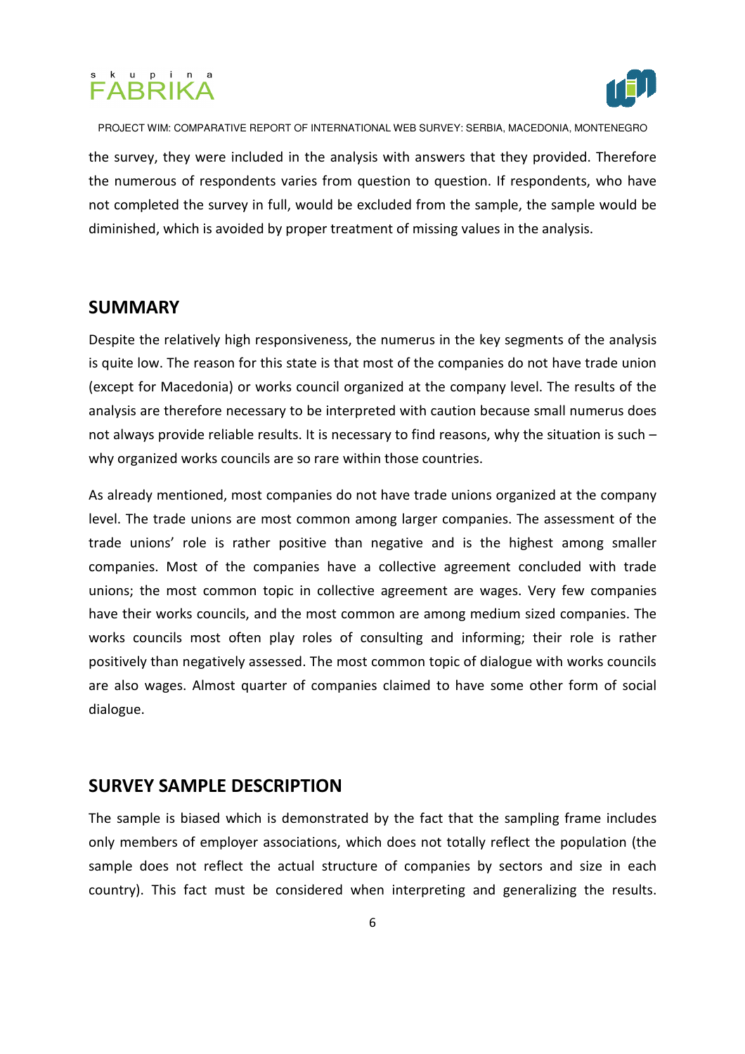the survey, they were included in the analysis with answers that they provided. Therefore the numerous of respondents varies from question to question. If respondents, who have not completed the survey in full, would be excluded from the sample, the sample would be diminished, which is avoided by proper treatment of missing values in the analysis.

## SUMMARY

Despite the relatively high responsiveness, the numerus in the key segments of the analysis is quite low. The reason for this state is that most of the companies do not have trade union (except for Macedonia) or works council organized at the company level. The results of the analysis are therefore necessary to be interpreted with caution because small numerus does not always provide reliable results. It is necessary to find reasons, why the situation is such – why organized works councils are so rare within those countries.

As already mentioned, most companies do not have trade unions organized at the company level. The trade unions are most common among larger companies. The assessment of the trade unions' role is rather positive than negative and is the highest among smaller companies. Most of the companies have a collective agreement concluded with trade unions; the most common topic in collective agreement are wages. Very few companies have their works councils, and the most common are among medium sized companies. The works councils most often play roles of consulting and informing; their role is rather positively than negatively assessed. The most common topic of dialogue with works councils are also wages. Almost quarter of companies claimed to have some other form of social dialogue.

## SURVEY SAMPLE DESCRIPTION

The sample is biased which is demonstrated by the fact that the sampling frame includes only members of employer associations, which does not totally reflect the population (the sample does not reflect the actual structure of companies by sectors and size in each country). This fact must be considered when interpreting and generalizing the results.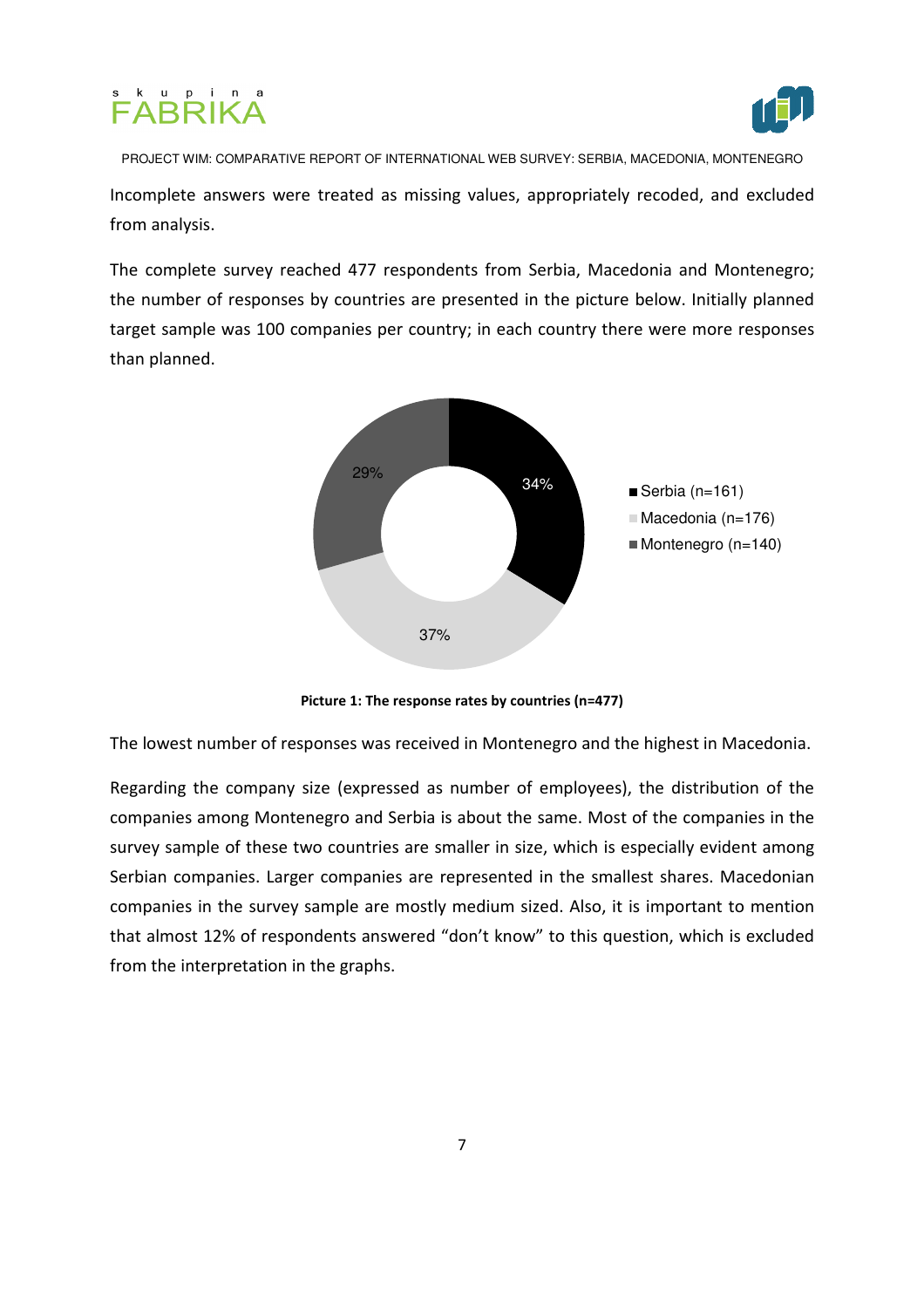Incomplete answers were treated as missing values, appropriately recoded, and excluded from analysis.

The complete survey reached 477 respondents from Serbia, Macedonia and Montenegro; the number of responses by countries are presented in the picture below. Initially planned target sample was 100 companies per country; in each country there were more responses than planned.

**Picture 1: The response rates by countries (n=477)**

The lowest number of responses was received in Montenegro and the highest in Macedonia.

Regarding the company size (expressed as number of employees), the distribution of the companies among Montenegro and Serbia is about the same. Most of the companies in the survey sample of these two countries are smaller in size, which is especially evident among Serbian companies. Larger companies are represented in the smallest shares. Macedonian companies in the survey sample are mostly medium sized. Also, it is important to mention that almost 12% of respondents answered "don't know" to this question, which is excluded from the interpretation in the graphs.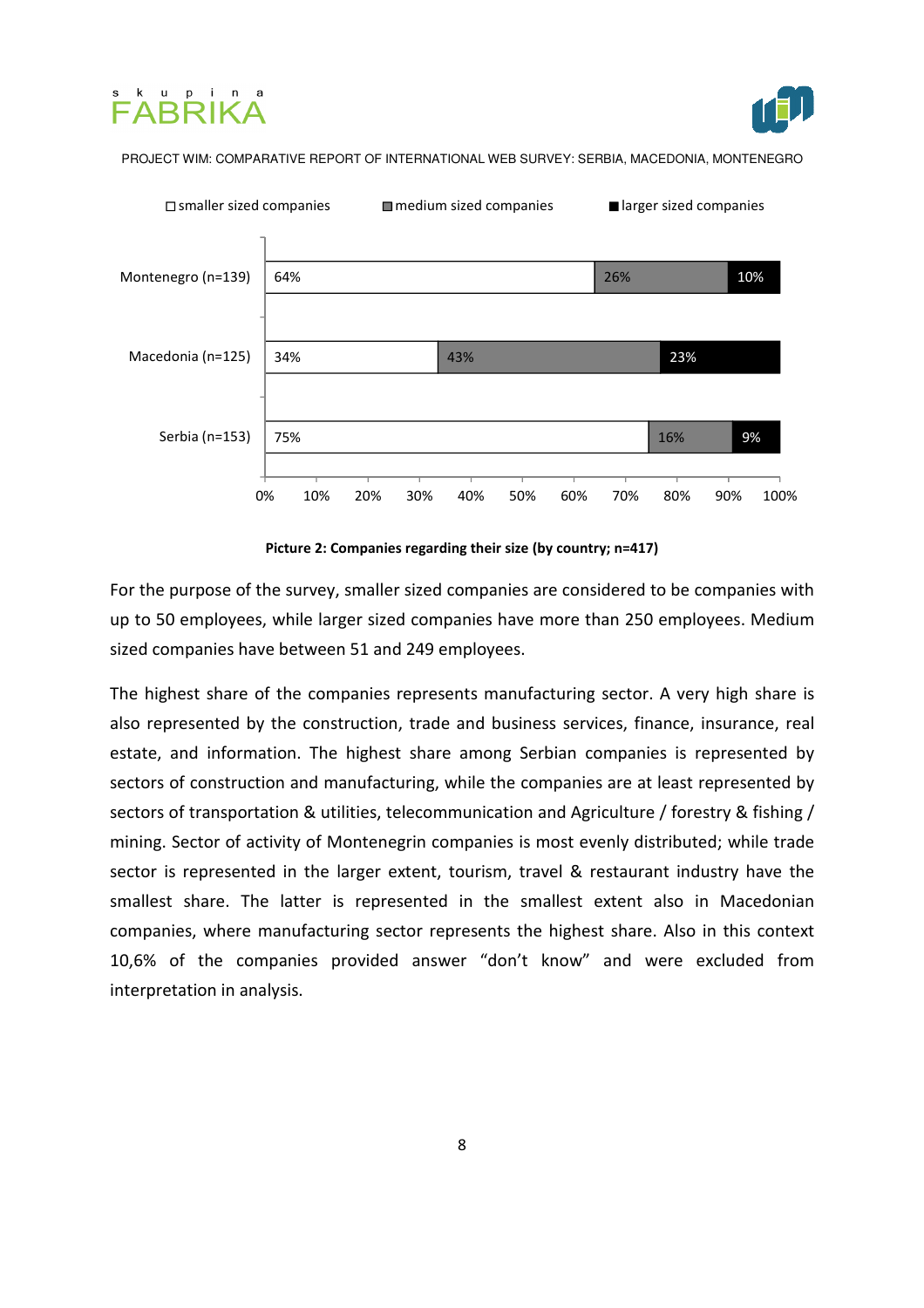| | smaller sized companies | medium sized companies | larger sized companies |
|---|---|---|---|
| Montenegro (n=139) | 64% | 26% | 10% |
| Macedonia (n=125) | 34% | 43% | 23% |
| Serbia (n=153) | 75% | 16% | 9% |

**Picture 2: Companies regarding their size (by country; n=417)**

For the purpose of the survey, smaller sized companies are considered to be companies with up to 50 employees, while larger sized companies have more than 250 employees. Medium sized companies have between 51 and 249 employees.

The highest share of the companies represents manufacturing sector. A very high share is also represented by the construction, trade and business services, finance, insurance, real estate, and information. The highest share among Serbian companies is represented by sectors of construction and manufacturing, while the companies are at least represented by sectors of transportation & utilities, telecommunication and Agriculture / forestry & fishing / mining. Sector of activity of Montenegrin companies is most evenly distributed; while trade sector is represented in the larger extent, tourism, travel & restaurant industry have the smallest share. The latter is represented in the smallest extent also in Macedonian companies, where manufacturing sector represents the highest share. Also in this context 10,6% of the companies provided answer "don't know" and were excluded from interpretation in analysis.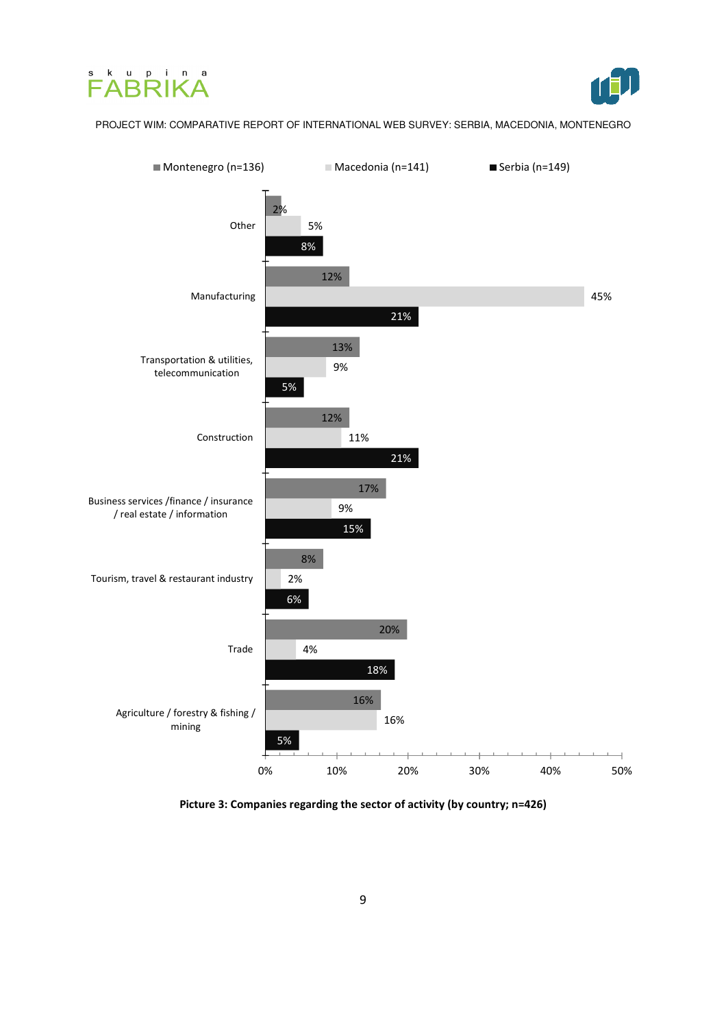| Sector | Montenegro (n=136) | Macedonia (n=141) | Serbia (n=149) |
|---|---|---|---|
| Other | 2% | 5% | 8% |
| Manufacturing | 12% | 45% | 21% |
| Transportation & utilities, telecommunication | 13% | 9% | 5% |
| Construction | 12% | 11% | 21% |
| Business services /finance / insurance / real estate / information | 17% | 9% | 15% |
| Tourism, travel & restaurant industry | 8% | 2% | 6% |
| Trade | 20% | 4% | 18% |
| Agriculture / forestry & fishing / mining | 16% | 16% | 5% |

**Picture 3: Companies regarding the sector of activity (by country; n=426)**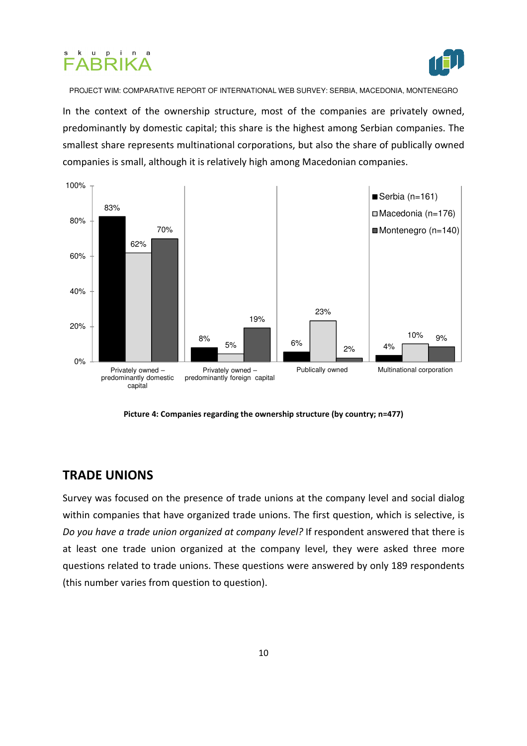In the context of the ownership structure, most of the companies are privately owned, predominantly by domestic capital; this share is the highest among Serbian companies. The smallest share represents multinational corporations, but also the share of publically owned companies is small, although it is relatively high among Macedonian companies.

| | Serbia (n=161) | Macedonia (n=176) | Montenegro (n=140) |
|---|---|---|---|
| Privately owned – predominantly domestic capital | 83% | 62% | 70% |
| Privately owned – predominantly foreign capital | 8% | 5% | 19% |
| Publically owned | 6% | 23% | 2% |
| Multinational corporation | 4% | 10% | 9% |

**Picture 4: Companies regarding the ownership structure (by country; n=477)**

## TRADE UNIONS

Survey was focused on the presence of trade unions at the company level and social dialog within companies that have organized trade unions. The first question, which is selective, is *Do you have a trade union organized at company level?* If respondent answered that there is at least one trade union organized at the company level, they were asked three more questions related to trade unions. These questions were answered by only 189 respondents (this number varies from question to question).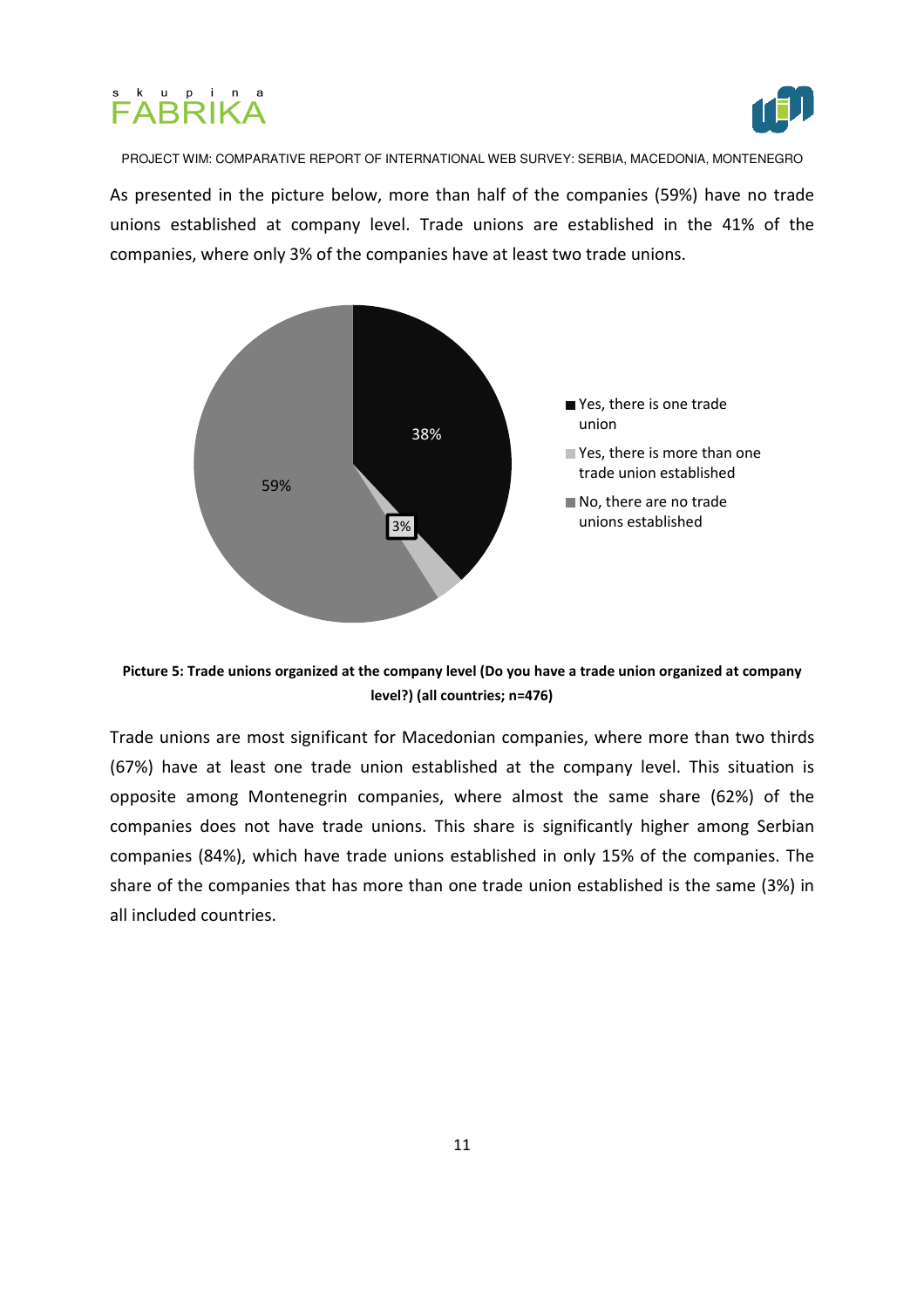As presented in the picture below, more than half of the companies (59%) have no trade unions established at company level. Trade unions are established in the 41% of the companies, where only 3% of the companies have at least two trade unions.

**Picture 5: Trade unions organized at the company level (Do you have a trade union organized at company level?) (all countries; n=476)**

Trade unions are most significant for Macedonian companies, where more than two thirds (67%) have at least one trade union established at the company level. This situation is opposite among Montenegrin companies, where almost the same share (62%) of the companies does not have trade unions. This share is significantly higher among Serbian companies (84%), which have trade unions established in only 15% of the companies. The share of the companies that has more than one trade union established is the same (3%) in all included countries.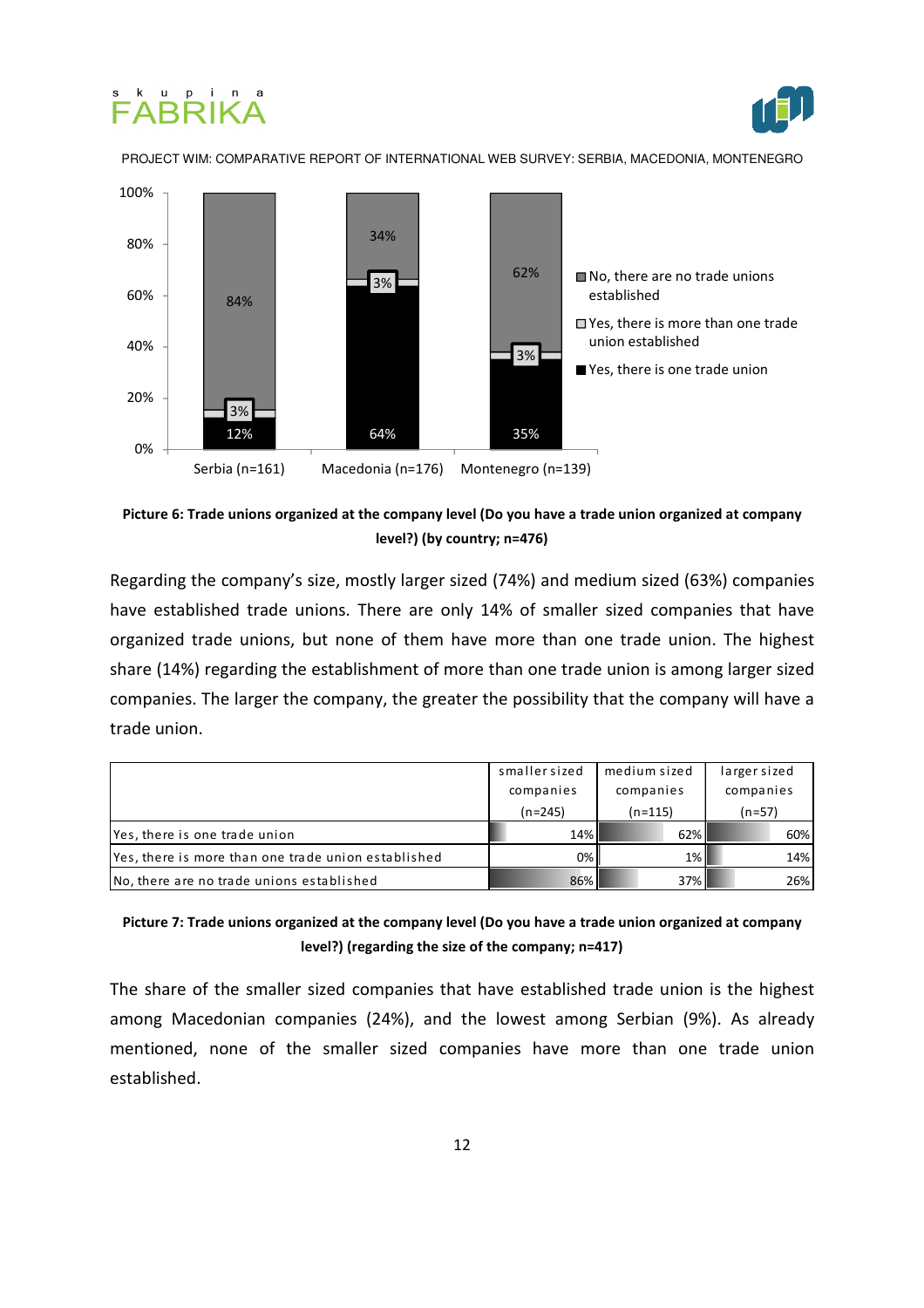Picture 6: Trade unions organized at the company level (Do you have a trade union organized at company level?) (by country; n=476)

Regarding the company's size, mostly larger sized (74%) and medium sized (63%) companies have established trade unions. There are only 14% of smaller sized companies that have organized trade unions, but none of them have more than one trade union. The highest share (14%) regarding the establishment of more than one trade union is among larger sized companies. The larger the company, the greater the possibility that the company will have a trade union.

| | smaller sized companies (n=245) | medium sized companies (n=115) | larger sized companies (n=57) |
|---|---|---|---|
| Yes, there is one trade union | 14% | 62% | 60% |
| Yes, there is more than one trade union established | 0% | 1% | 14% |
| No, there are no trade unions established | 86% | 37% | 26% |

**Picture 7: Trade unions organized at the company level (Do you have a trade union organized at company level?) (regarding the size of the company; n=417)**

The share of the smaller sized companies that have established trade union is the highest among Macedonian companies (24%), and the lowest among Serbian (9%). As already mentioned, none of the smaller sized companies have more than one trade union established.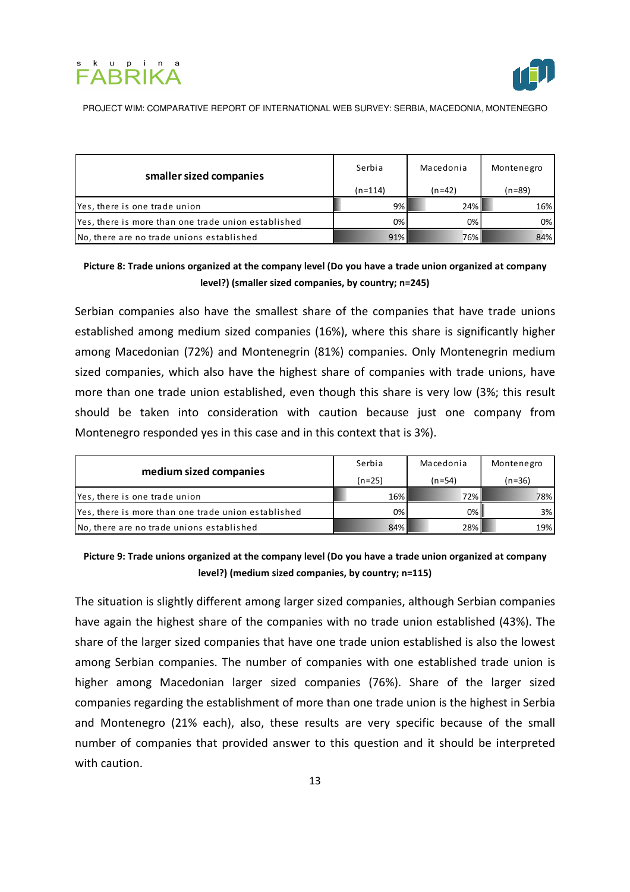| smaller sized companies | Serbia (n=114) | Macedonia (n=42) | Montenegro (n=89) |
|---|---|---|---|
| Yes, there is one trade union | 9% | 24% | 16% |
| Yes, there is more than one trade union established | 0% | 0% | 0% |
| No, there are no trade unions established | 91% | 76% | 84% |

**Picture 8: Trade unions organized at the company level (Do you have a trade union organized at company level?) (smaller sized companies, by country; n=245)**

Serbian companies also have the smallest share of the companies that have trade unions established among medium sized companies (16%), where this share is significantly higher among Macedonian (72%) and Montenegrin (81%) companies. Only Montenegrin medium sized companies, which also have the highest share of companies with trade unions, have more than one trade union established, even though this share is very low (3%; this result should be taken into consideration with caution because just one company from Montenegro responded yes in this case and in this context that is 3%).

| medium sized companies | Serbia (n=25) | Macedonia (n=54) | Montenegro (n=36) |
|---|---|---|---|
| Yes, there is one trade union | 16% | 72% | 78% |
| Yes, there is more than one trade union established | 0% | 0% | 3% |
| No, there are no trade unions established | 84% | 28% | 19% |

**Picture 9: Trade unions organized at the company level (Do you have a trade union organized at company level?) (medium sized companies, by country; n=115)**

The situation is slightly different among larger sized companies, although Serbian companies have again the highest share of the companies with no trade union established (43%). The share of the larger sized companies that have one trade union established is also the lowest among Serbian companies. The number of companies with one established trade union is higher among Macedonian larger sized companies (76%). Share of the larger sized companies regarding the establishment of more than one trade union is the highest in Serbia and Montenegro (21% each), also, these results are very specific because of the small number of companies that provided answer to this question and it should be interpreted with caution.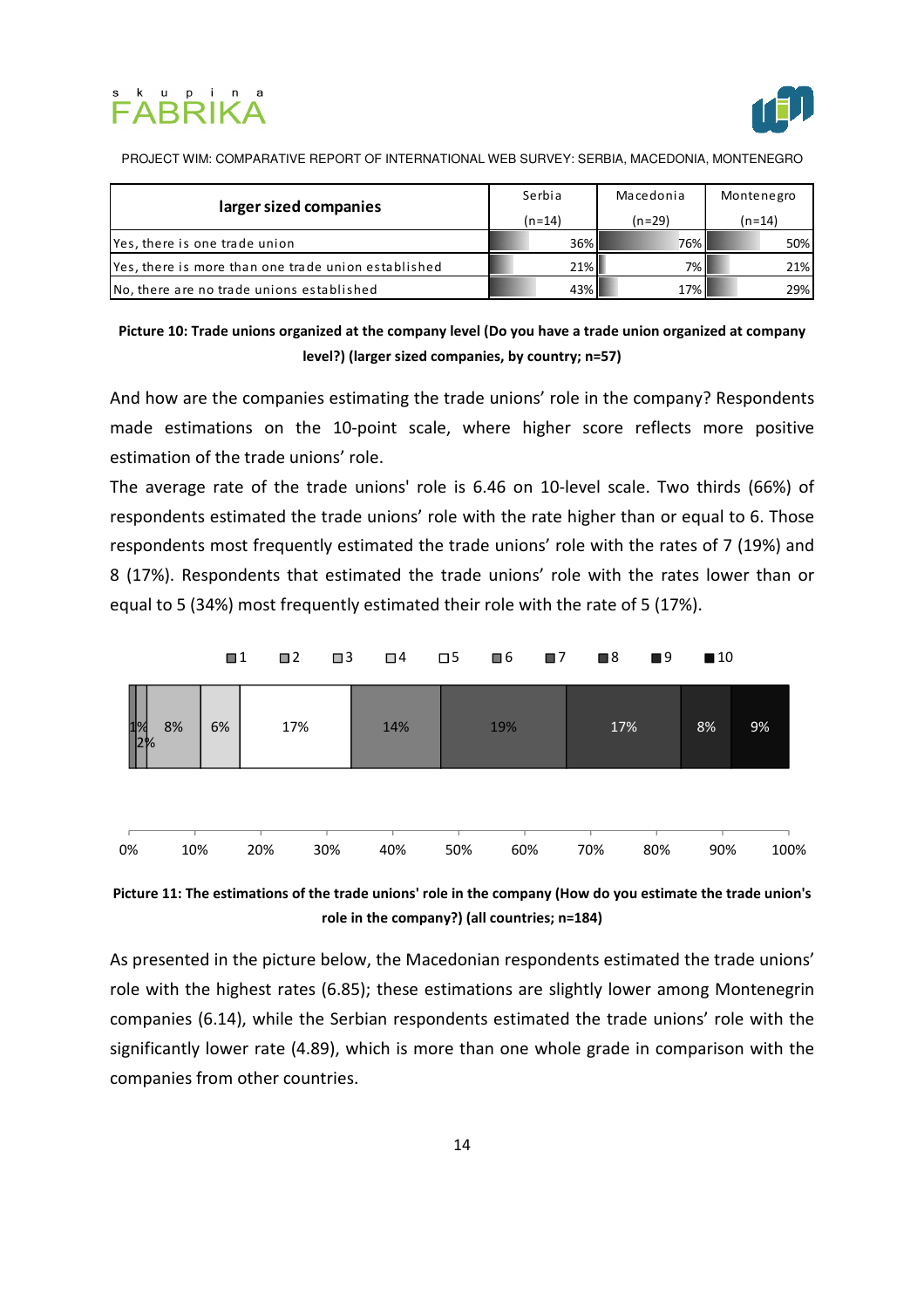| larger sized companies | Serbia (n=14) | Macedonia (n=29) | Montenegro (n=14) |
|---|---|---|---|
| Yes, there is one trade union | 36% | 76% | 50% |
| Yes, there is more than one trade union established | 21% | 7% | 21% |
| No, there are no trade unions established | 43% | 17% | 29% |

**Picture 10: Trade unions organized at the company level (Do you have a trade union organized at company level?) (larger sized companies, by country; n=57)**

And how are the companies estimating the trade unions' role in the company? Respondents made estimations on the 10-point scale, where higher score reflects more positive estimation of the trade unions' role.

The average rate of the trade unions' role is 6.46 on 10-level scale. Two thirds (66%) of respondents estimated the trade unions' role with the rate higher than or equal to 6. Those respondents most frequently estimated the trade unions' role with the rates of 7 (19%) and 8 (17%). Respondents that estimated the trade unions' role with the rates lower than or equal to 5 (34%) most frequently estimated their role with the rate of 5 (17%).

| Rate | 1 | 2 | 3 | 4 | 5 | 6 | 7 | 8 | 9 | 10 |
|---|---|---|---|---|---|---|---|---|---|---|
| Share | 1% | 2% | 8% | 6% | 17% | 14% | 19% | 17% | 8% | 9% |

**Picture 11: The estimations of the trade unions' role in the company (How do you estimate the trade union's role in the company?) (all countries; n=184)**

As presented in the picture below, the Macedonian respondents estimated the trade unions' role with the highest rates (6.85); these estimations are slightly lower among Montenegrin companies (6.14), while the Serbian respondents estimated the trade unions' role with the significantly lower rate (4.89), which is more than one whole grade in comparison with the companies from other countries.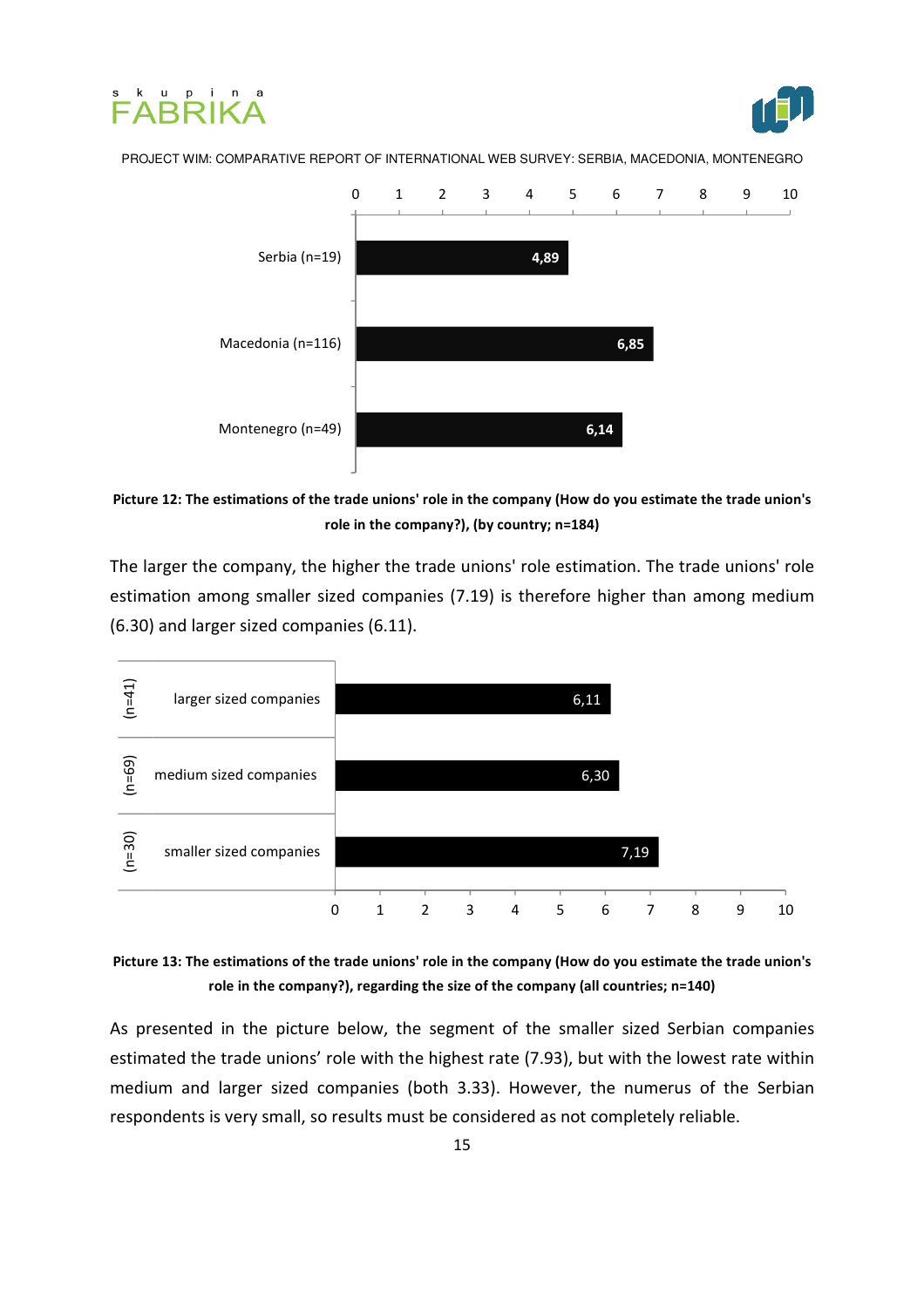| Country | Value |
|---|---|
| Serbia (n=19) | 4,89 |
| Macedonia (n=116) | 6,85 |
| Montenegro (n=49) | 6,14 |

**Picture 12: The estimations of the trade unions' role in the company (How do you estimate the trade union's role in the company?), (by country; n=184)**

The larger the company, the higher the trade unions' role estimation. The trade unions' role estimation among smaller sized companies (7.19) is therefore higher than among medium (6.30) and larger sized companies (6.11).

| Company size | n | Value |
|---|---|---|
| larger sized companies | (n=41) | 6,11 |
| medium sized companies | (n=69) | 6,30 |
| smaller sized companies | (n=30) | 7,19 |

**Picture 13: The estimations of the trade unions' role in the company (How do you estimate the trade union's role in the company?), regarding the size of the company (all countries; n=140)**

As presented in the picture below, the segment of the smaller sized Serbian companies estimated the trade unions' role with the highest rate (7.93), but with the lowest rate within medium and larger sized companies (both 3.33). However, the numerus of the Serbian respondents is very small, so results must be considered as not completely reliable.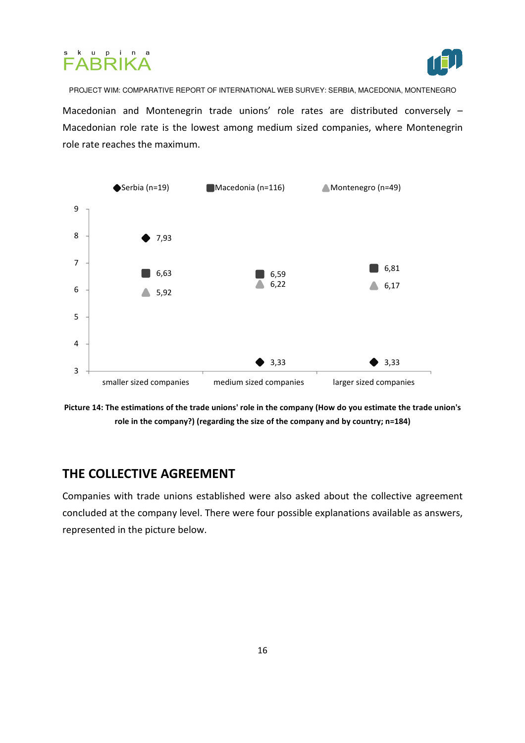Macedonian and Montenegrin trade unions' role rates are distributed conversely – Macedonian role rate is the lowest among medium sized companies, where Montenegrin role rate reaches the maximum.

| | smaller sized companies | medium sized companies | larger sized companies |
|---|---|---|---|
| Serbia (n=19) | 7,93 | 3,33 | 3,33 |
| Macedonia (n=116) | 6,63 | 6,59 | 6,81 |
| Montenegro (n=49) | 5,92 | 6,22 | 6,17 |

**Picture 14: The estimations of the trade unions' role in the company (How do you estimate the trade union's role in the company?) (regarding the size of the company and by country; n=184)**

## THE COLLECTIVE AGREEMENT

Companies with trade unions established were also asked about the collective agreement concluded at the company level. There were four possible explanations available as answers, represented in the picture below.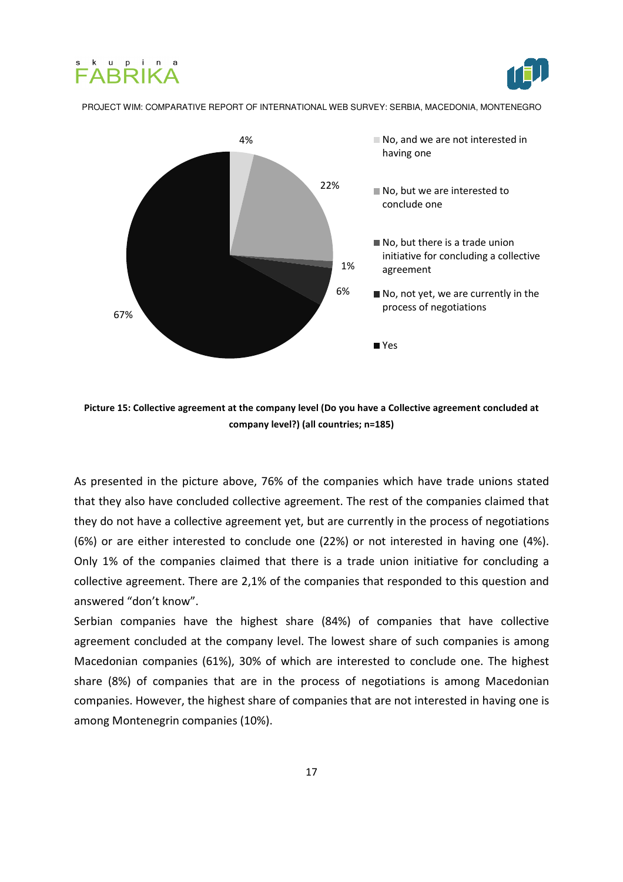**Picture 15: Collective agreement at the company level (Do you have a Collective agreement concluded at company level?) (all countries; n=185)**

As presented in the picture above, 76% of the companies which have trade unions stated that they also have concluded collective agreement. The rest of the companies claimed that they do not have a collective agreement yet, but are currently in the process of negotiations (6%) or are either interested to conclude one (22%) or not interested in having one (4%). Only 1% of the companies claimed that there is a trade union initiative for concluding a collective agreement. There are 2,1% of the companies that responded to this question and answered “don’t know”.

Serbian companies have the highest share (84%) of companies that have collective agreement concluded at the company level. The lowest share of such companies is among Macedonian companies (61%), 30% of which are interested to conclude one. The highest share (8%) of companies that are in the process of negotiations is among Macedonian companies. However, the highest share of companies that are not interested in having one is among Montenegrin companies (10%).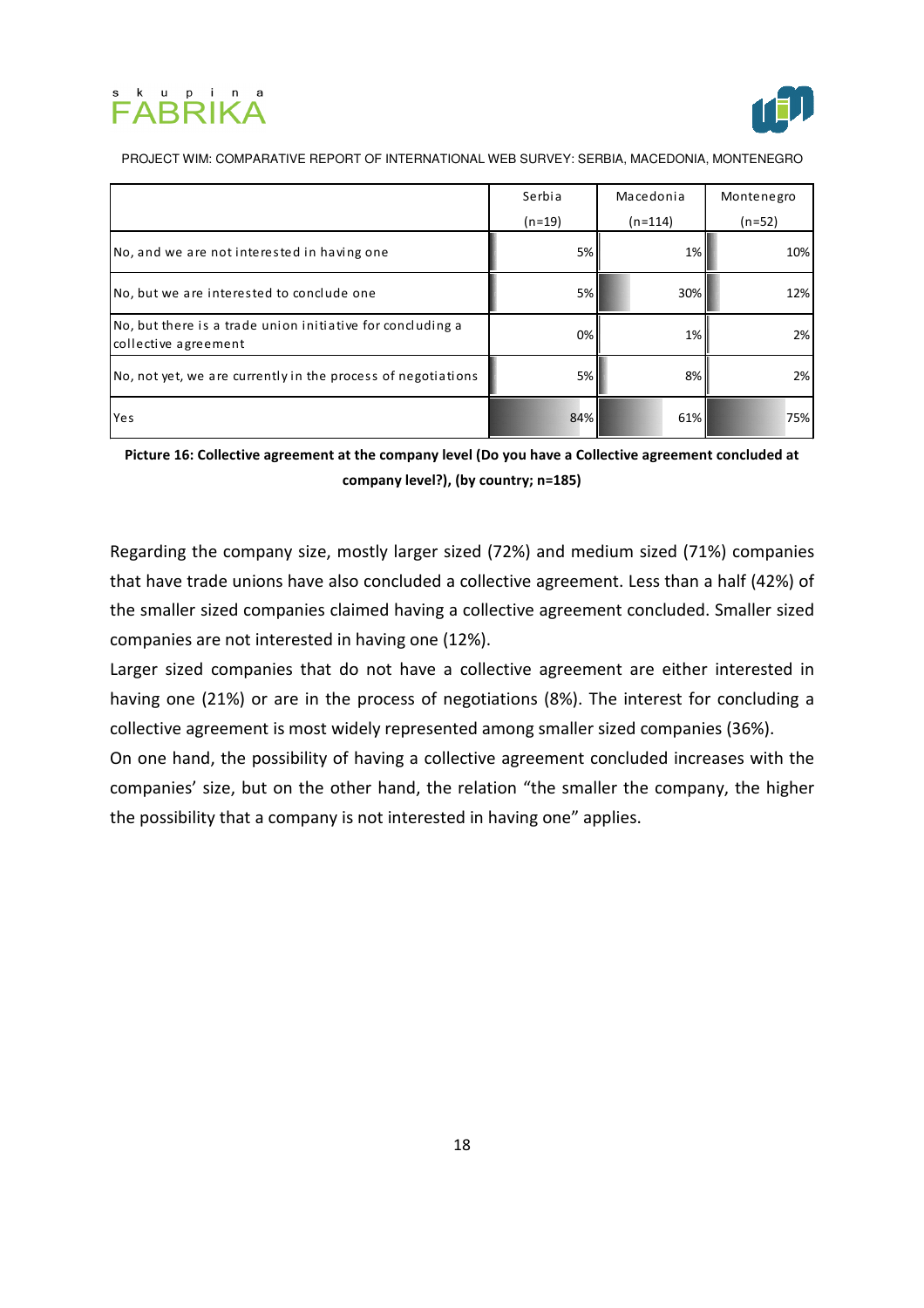| | Serbia (n=19) | Macedonia (n=114) | Montenegro (n=52) |
|---|---|---|---|
| No, and we are not interested in having one | 5% | 1% | 10% |
| No, but we are interested to conclude one | 5% | 30% | 12% |
| No, but there is a trade union initiative for concluding a collective agreement | 0% | 1% | 2% |
| No, not yet, we are currently in the process of negotiations | 5% | 8% | 2% |
| Yes | 84% | 61% | 75% |

**Picture 16: Collective agreement at the company level (Do you have a Collective agreement concluded at company level?), (by country; n=185)**

Regarding the company size, mostly larger sized (72%) and medium sized (71%) companies that have trade unions have also concluded a collective agreement. Less than a half (42%) of the smaller sized companies claimed having a collective agreement concluded. Smaller sized companies are not interested in having one (12%).

Larger sized companies that do not have a collective agreement are either interested in having one (21%) or are in the process of negotiations (8%). The interest for concluding a collective agreement is most widely represented among smaller sized companies (36%).

On one hand, the possibility of having a collective agreement concluded increases with the companies' size, but on the other hand, the relation "the smaller the company, the higher the possibility that a company is not interested in having one" applies.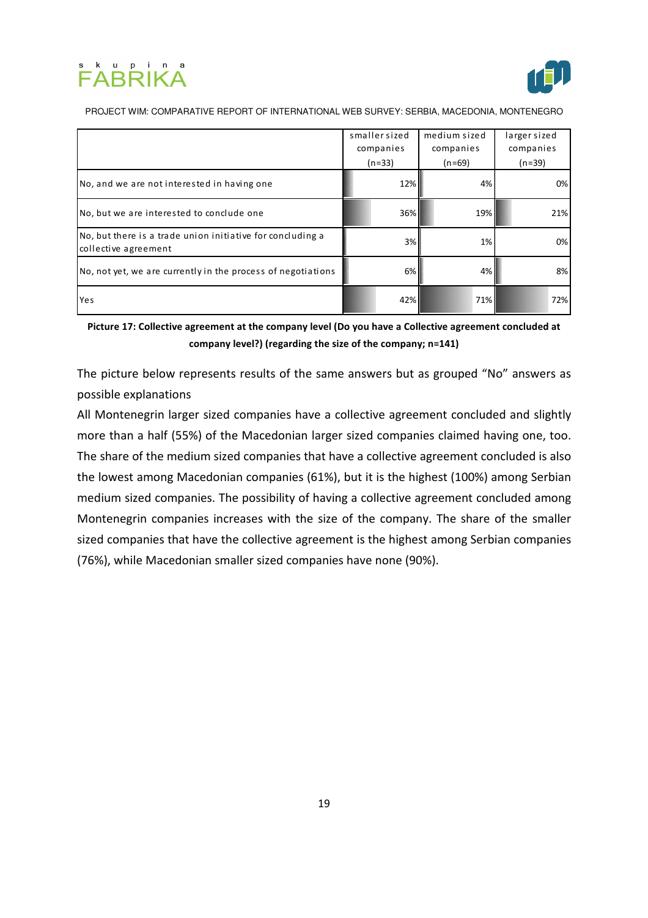| | smaller sized companies (n=33) | medium sized companies (n=69) | larger sized companies (n=39) |
|---|---|---|---|
| No, and we are not interested in having one | 12% | 4% | 0% |
| No, but we are interested to conclude one | 36% | 19% | 21% |
| No, but there is a trade union initiative for concluding a collective agreement | 3% | 1% | 0% |
| No, not yet, we are currently in the process of negotiations | 6% | 4% | 8% |
| Yes | 42% | 71% | 72% |

**Picture 17: Collective agreement at the company level (Do you have a Collective agreement concluded at company level?) (regarding the size of the company; n=141)**

The picture below represents results of the same answers but as grouped "No" answers as possible explanations

All Montenegrin larger sized companies have a collective agreement concluded and slightly more than a half (55%) of the Macedonian larger sized companies claimed having one, too. The share of the medium sized companies that have a collective agreement concluded is also the lowest among Macedonian companies (61%), but it is the highest (100%) among Serbian medium sized companies. The possibility of having a collective agreement concluded among Montenegrin companies increases with the size of the company. The share of the smaller sized companies that have the collective agreement is the highest among Serbian companies (76%), while Macedonian smaller sized companies have none (90%).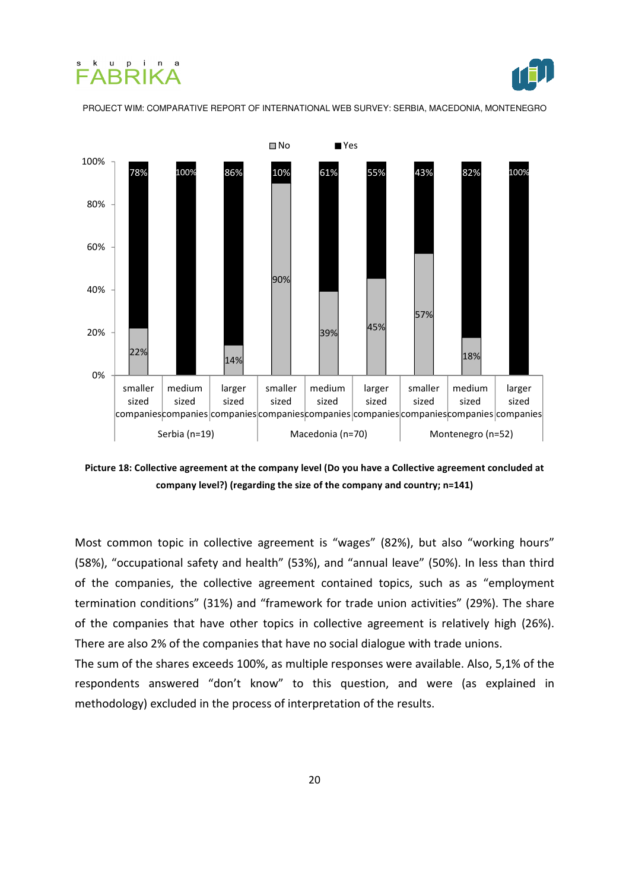| | Serbia (n=19) | | | Macedonia (n=70) | | | Montenegro (n=52) | | |
|---|---|---|---|---|---|---|---|---|---|
| | smaller sized companies | medium sized companies | larger sized companies | smaller sized companies | medium sized companies | larger sized companies | smaller sized companies | medium sized companies | larger sized companies |
| No | 22% | | 14% | 90% | 39% | 45% | 57% | 18% | |
| Yes | 78% | 100% | 86% | 10% | 61% | 55% | 43% | 82% | 100% |

**Picture 18: Collective agreement at the company level (Do you have a Collective agreement concluded at company level?) (regarding the size of the company and country; n=141)**

Most common topic in collective agreement is "wages" (82%), but also "working hours" (58%), "occupational safety and health" (53%), and "annual leave" (50%). In less than third of the companies, the collective agreement contained topics, such as as "employment termination conditions" (31%) and "framework for trade union activities" (29%). The share of the companies that have other topics in collective agreement is relatively high (26%). There are also 2% of the companies that have no social dialogue with trade unions.

The sum of the shares exceeds 100%, as multiple responses were available. Also, 5,1% of the respondents answered "don't know" to this question, and were (as explained in methodology) excluded in the process of interpretation of the results.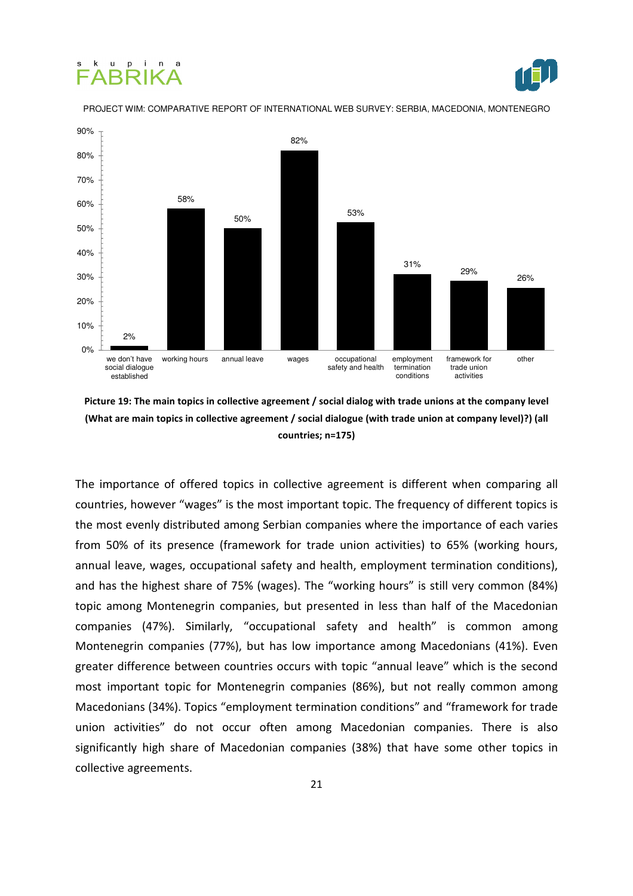| we don't have social dialogue established | working hours | annual leave | wages | occupational safety and health | employment termination conditions | framework for trade union activities | other |
|---|---|---|---|---|---|---|---|
| 2% | 58% | 50% | 82% | 53% | 31% | 29% | 26% |

**Picture 19: The main topics in collective agreement / social dialog with trade unions at the company level (What are main topics in collective agreement / social dialogue (with trade union at company level)?) (all countries; n=175)**

The importance of offered topics in collective agreement is different when comparing all countries, however "wages" is the most important topic. The frequency of different topics is the most evenly distributed among Serbian companies where the importance of each varies from 50% of its presence (framework for trade union activities) to 65% (working hours, annual leave, wages, occupational safety and health, employment termination conditions), and has the highest share of 75% (wages). The "working hours" is still very common (84%) topic among Montenegrin companies, but presented in less than half of the Macedonian companies (47%). Similarly, "occupational safety and health" is common among Montenegrin companies (77%), but has low importance among Macedonians (41%). Even greater difference between countries occurs with topic "annual leave" which is the second most important topic for Montenegrin companies (86%), but not really common among Macedonians (34%). Topics "employment termination conditions" and "framework for trade union activities" do not occur often among Macedonian companies. There is also significantly high share of Macedonian companies (38%) that have some other topics in collective agreements.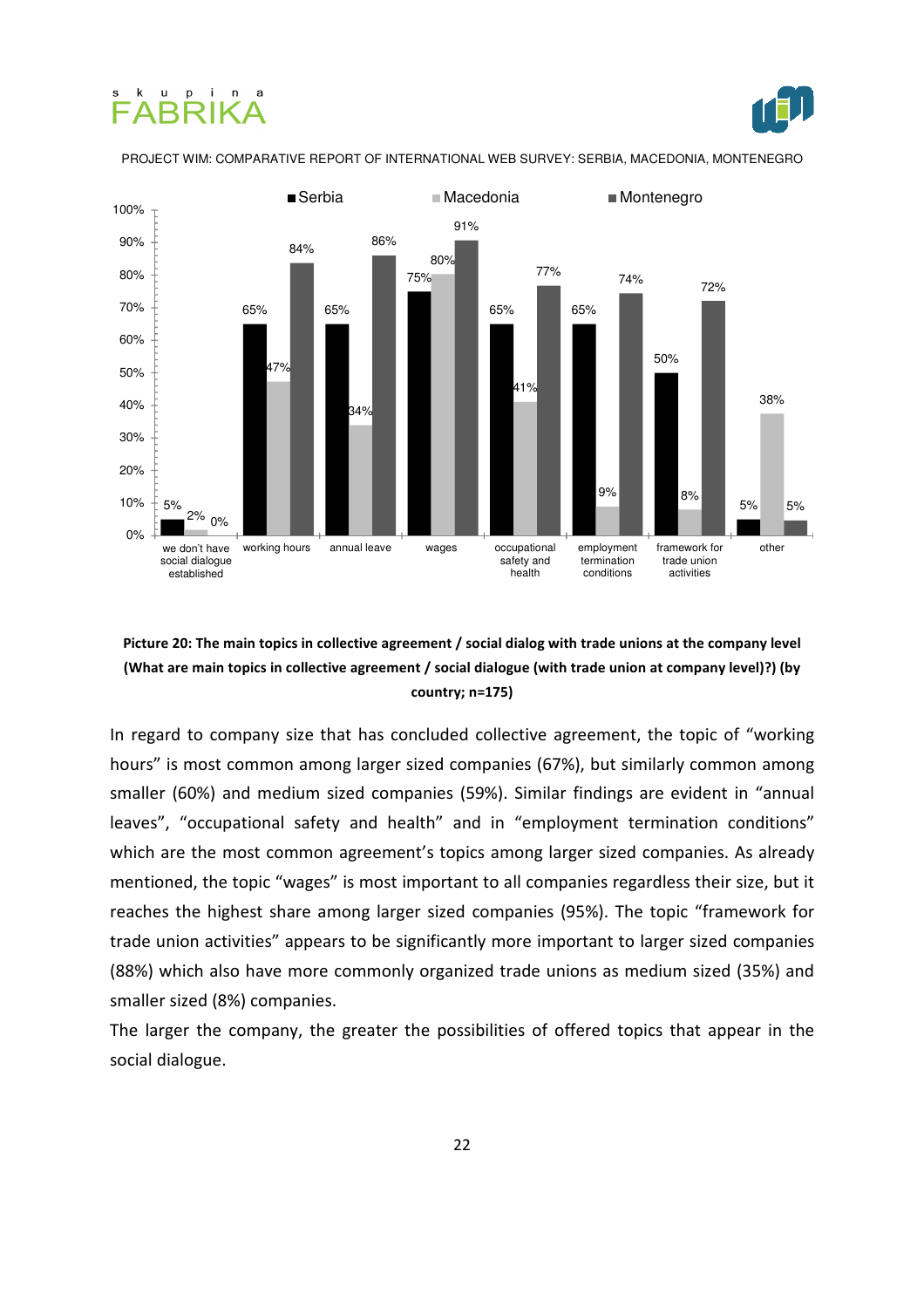| | Serbia | Macedonia | Montenegro |
|---|---|---|---|
| we don't have social dialogue established | 5% | 2% | 0% |
| working hours | 65% | 47% | 84% |
| annual leave | 65% | 34% | 86% |
| wages | 75% | 80% | 91% |
| occupational safety and health | 65% | 41% | 77% |
| employment termination conditions | 65% | 9% | 74% |
| framework for trade union activities | 50% | 8% | 72% |
| other | 5% | 38% | 5% |

**Picture 20: The main topics in collective agreement / social dialog with trade unions at the company level (What are main topics in collective agreement / social dialogue (with trade union at company level)?) (by country; n=175)**

In regard to company size that has concluded collective agreement, the topic of "working hours" is most common among larger sized companies (67%), but similarly common among smaller (60%) and medium sized companies (59%). Similar findings are evident in "annual leaves", "occupational safety and health" and in "employment termination conditions" which are the most common agreement's topics among larger sized companies. As already mentioned, the topic "wages" is most important to all companies regardless their size, but it reaches the highest share among larger sized companies (95%). The topic "framework for trade union activities" appears to be significantly more important to larger sized companies (88%) which also have more commonly organized trade unions as medium sized (35%) and smaller sized (8%) companies.

The larger the company, the greater the possibilities of offered topics that appear in the social dialogue.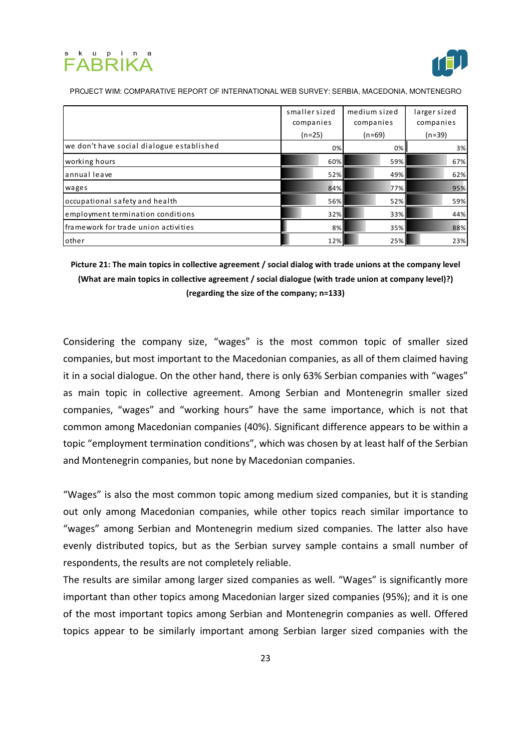|  | smaller sized companies (n=25) | medium sized companies (n=69) | larger sized companies (n=39) |
|---|---|---|---|
| we don't have social dialogue established | 0% | 0% | 3% |
| working hours | 60% | 59% | 67% |
| annual leave | 52% | 49% | 62% |
| wages | 84% | 77% | 95% |
| occupational safety and health | 56% | 52% | 59% |
| employment termination conditions | 32% | 33% | 44% |
| framework for trade union activities | 8% | 35% | 88% |
| other | 12% | 25% | 23% |

**Picture 21: The main topics in collective agreement / social dialog with trade unions at the company level (What are main topics in collective agreement / social dialogue (with trade union at company level)?) (regarding the size of the company; n=133)**

Considering the company size, "wages" is the most common topic of smaller sized companies, but most important to the Macedonian companies, as all of them claimed having it in a social dialogue. On the other hand, there is only 63% Serbian companies with "wages" as main topic in collective agreement. Among Serbian and Montenegrin smaller sized companies, "wages" and "working hours" have the same importance, which is not that common among Macedonian companies (40%). Significant difference appears to be within a topic "employment termination conditions", which was chosen by at least half of the Serbian and Montenegrin companies, but none by Macedonian companies.

"Wages" is also the most common topic among medium sized companies, but it is standing out only among Macedonian companies, while other topics reach similar importance to "wages" among Serbian and Montenegrin medium sized companies. The latter also have evenly distributed topics, but as the Serbian survey sample contains a small number of respondents, the results are not completely reliable.

The results are similar among larger sized companies as well. "Wages" is significantly more important than other topics among Macedonian larger sized companies (95%); and it is one of the most important topics among Serbian and Montenegrin companies as well. Offered topics appear to be similarly important among Serbian larger sized companies with the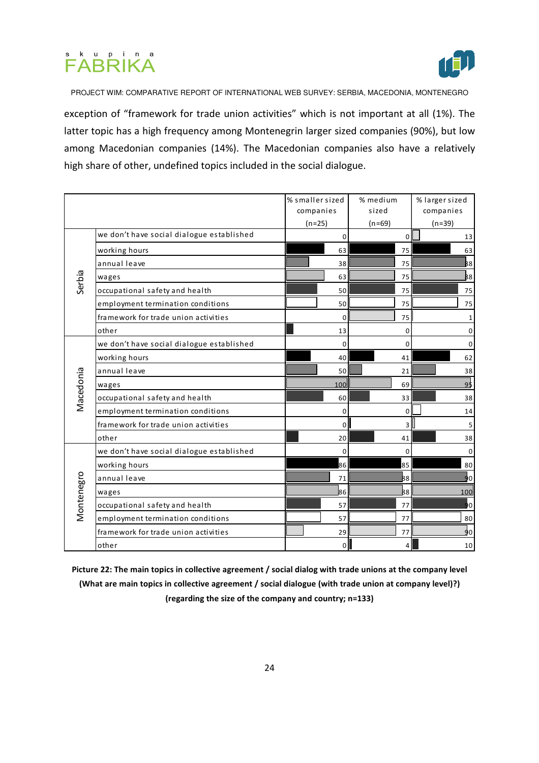exception of “framework for trade union activities” which is not important at all (1%). The latter topic has a high frequency among Montenegrin larger sized companies (90%), but low among Macedonian companies (14%). The Macedonian companies also have a relatively high share of other, undefined topics included in the social dialogue.

| | | % smaller sized companies (n=25) | % medium sized (n=69) | % larger sized companies (n=39) |
|---|---|---|---|---|
| Serbia | we don't have social dialogue established | 0 | 0 | 13 |
| | working hours | 63 | 75 | 63 |
| | annual leave | 38 | 75 | 88 |
| | wages | 63 | 75 | 88 |
| | occupational safety and health | 50 | 75 | 75 |
| | employment termination conditions | 50 | 75 | 75 |
| | framework for trade union activities | 0 | 75 | 1 |
| | other | 13 | 0 | 0 |
| Macedonia | we don't have social dialogue established | 0 | 0 | 0 |
| | working hours | 40 | 41 | 62 |
| | annual leave | 50 | 21 | 38 |
| | wages | 100 | 69 | 95 |
| | occupational safety and health | 60 | 33 | 38 |
| | employment termination conditions | 0 | 0 | 14 |
| | framework for trade union activities | 0 | 3 | 5 |
| | other | 20 | 41 | 38 |
| Montenegro | we don't have social dialogue established | 0 | 0 | 0 |
| | working hours | 86 | 85 | 80 |
| | annual leave | 71 | 88 | 90 |
| | wages | 86 | 88 | 100 |
| | occupational safety and health | 57 | 77 | 90 |
| | employment termination conditions | 57 | 77 | 80 |
| | framework for trade union activities | 29 | 77 | 90 |
| | other | 0 | 4 | 10 |

**Picture 22: The main topics in collective agreement / social dialog with trade unions at the company level (What are main topics in collective agreement / social dialogue (with trade union at company level)?) (regarding the size of the company and country; n=133)**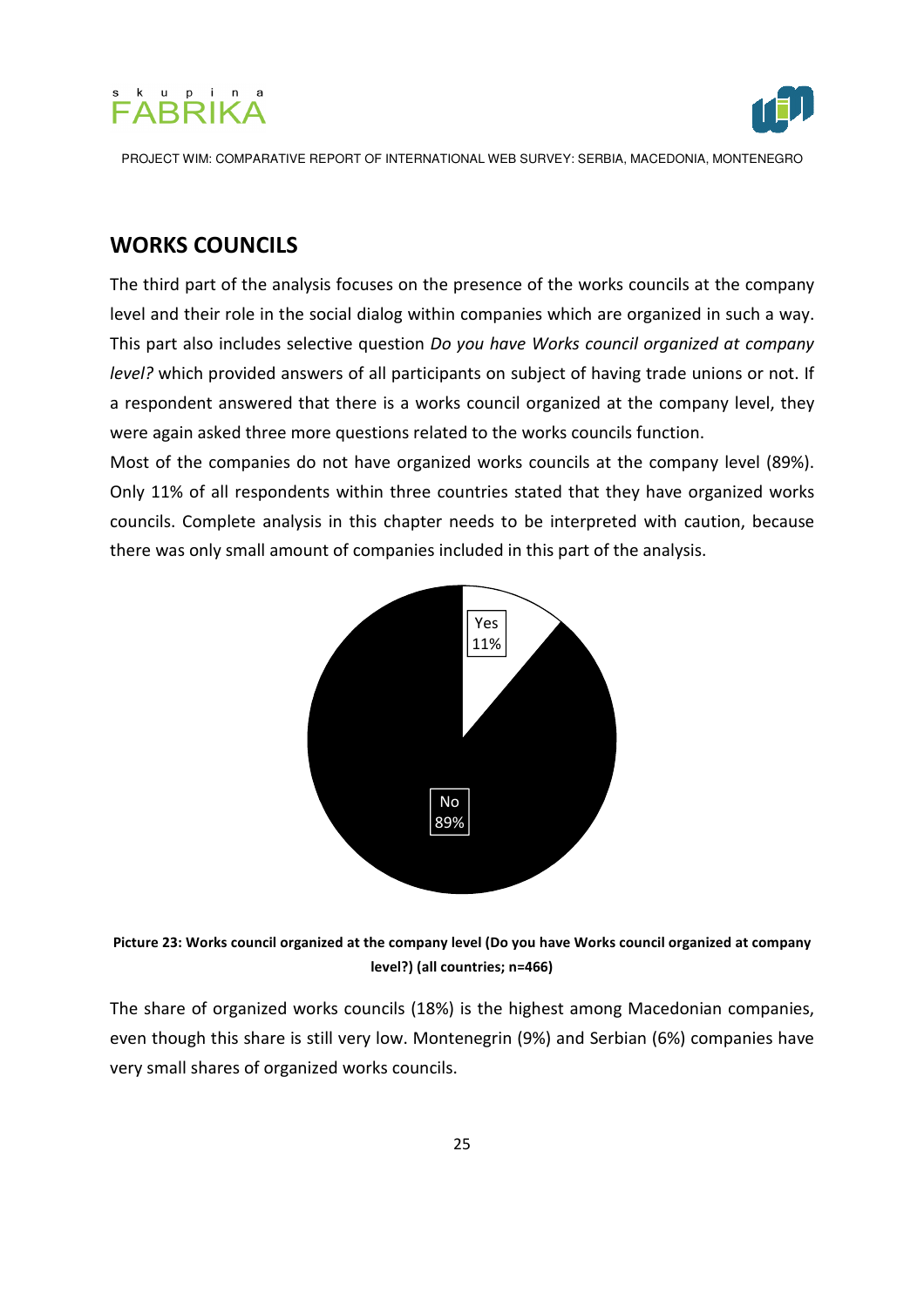## WORKS COUNCILS

The third part of the analysis focuses on the presence of the works councils at the company level and their role in the social dialog within companies which are organized in such a way. This part also includes selective question *Do you have Works council organized at company level?* which provided answers of all participants on subject of having trade unions or not. If a respondent answered that there is a works council organized at the company level, they were again asked three more questions related to the works councils function.

Most of the companies do not have organized works councils at the company level (89%). Only 11% of all respondents within three countries stated that they have organized works councils. Complete analysis in this chapter needs to be interpreted with caution, because there was only small amount of companies included in this part of the analysis.

Yes 11%

No 89%

**Picture 23: Works council organized at the company level (Do you have Works council organized at company level?) (all countries; n=466)**

The share of organized works councils (18%) is the highest among Macedonian companies, even though this share is still very low. Montenegrin (9%) and Serbian (6%) companies have very small shares of organized works councils.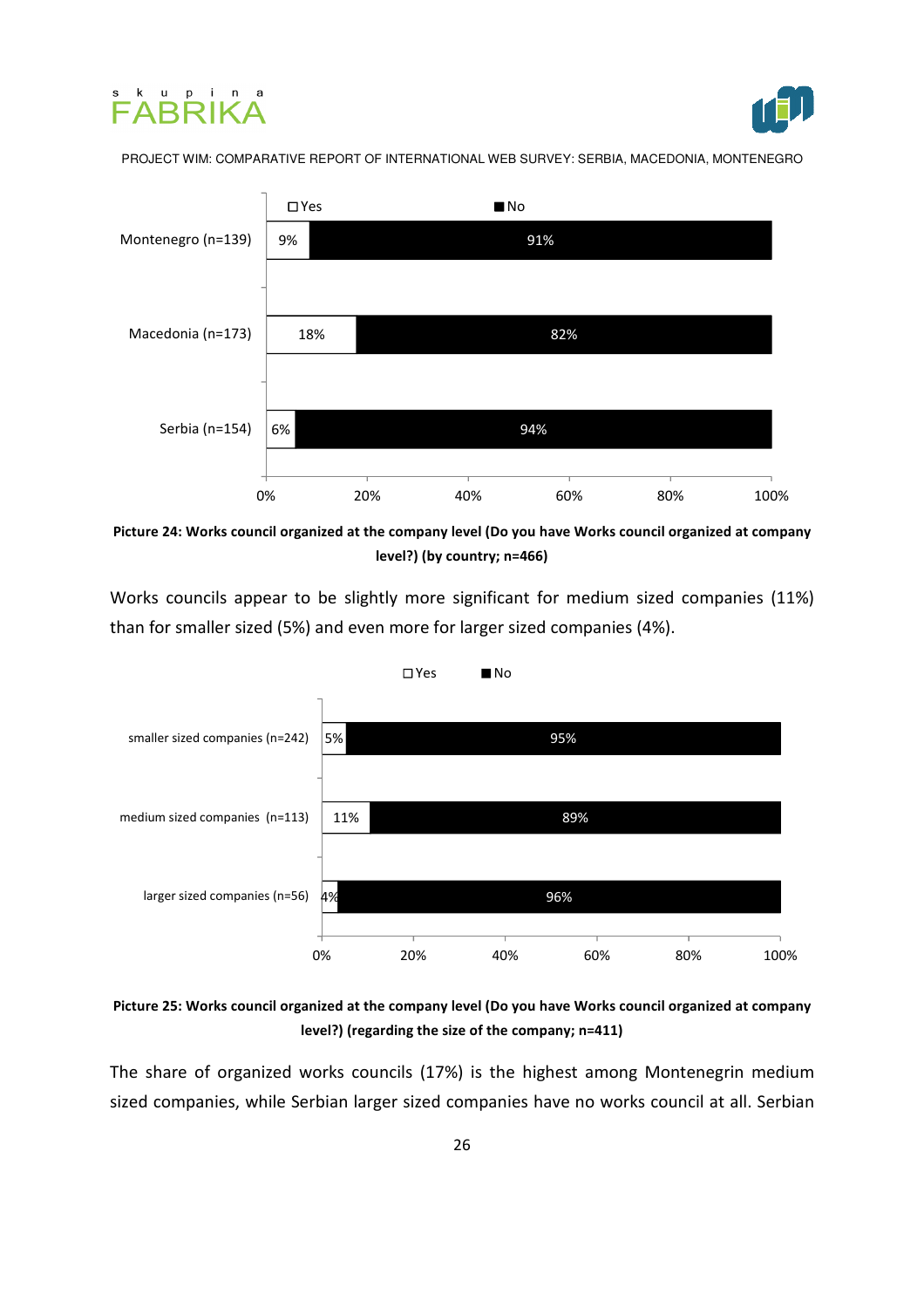| | Yes | No |
|---|---|---|
| Montenegro (n=139) | 9% | 91% |
| Macedonia (n=173) | 18% | 82% |
| Serbia (n=154) | 6% | 94% |

**Picture 24: Works council organized at the company level (Do you have Works council organized at company level?) (by country; n=466)**

Works councils appear to be slightly more significant for medium sized companies (11%) than for smaller sized (5%) and even more for larger sized companies (4%).

| | Yes | No |
|---|---|---|
| smaller sized companies (n=242) | 5% | 95% |
| medium sized companies (n=113) | 11% | 89% |
| larger sized companies (n=56) | 4% | 96% |

**Picture 25: Works council organized at the company level (Do you have Works council organized at company level?) (regarding the size of the company; n=411)**

The share of organized works councils (17%) is the highest among Montenegrin medium sized companies, while Serbian larger sized companies have no works council at all. Serbian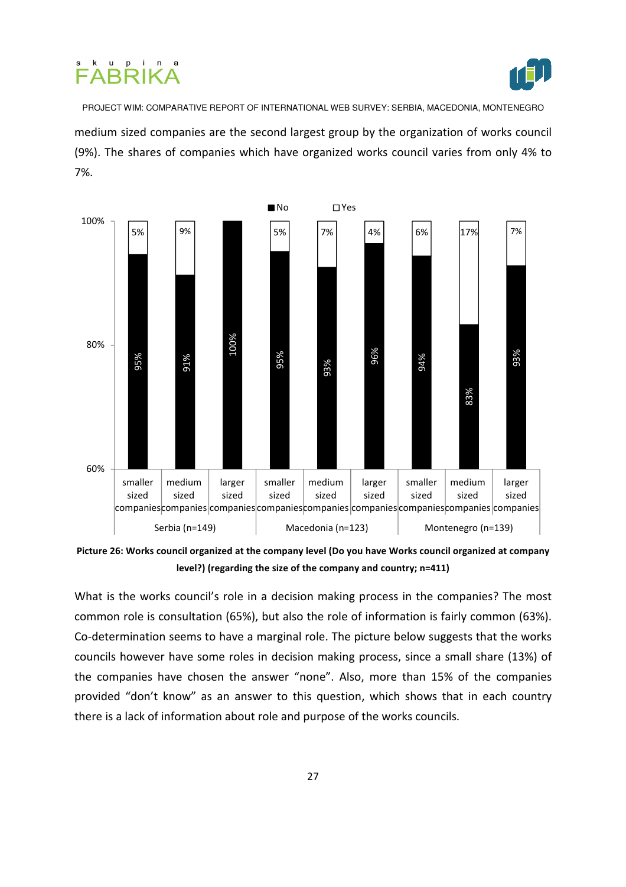medium sized companies are the second largest group by the organization of works council (9%). The shares of companies which have organized works council varies from only 4% to 7%.

| Country | Company size | No | Yes |
|---|---|---|---|
| Serbia (n=149) | smaller sized companies | 95% | 5% |
| | medium sized companies | 91% | 9% |
| | larger sized companies | 100% | |
| Macedonia (n=123) | smaller sized companies | 95% | 5% |
| | medium sized companies | 93% | 7% |
| | larger sized companies | 96% | 4% |
| Montenegro (n=139) | smaller sized companies | 94% | 6% |
| | medium sized companies | 83% | 17% |
| | larger sized companies | 93% | 7% |

**Picture 26: Works council organized at the company level (Do you have Works council organized at company level?) (regarding the size of the company and country; n=411)**

What is the works council's role in a decision making process in the companies? The most common role is consultation (65%), but also the role of information is fairly common (63%). Co-determination seems to have a marginal role. The picture below suggests that the works councils however have some roles in decision making process, since a small share (13%) of the companies have chosen the answer "none". Also, more than 15% of the companies provided "don't know" as an answer to this question, which shows that in each country there is a lack of information about role and purpose of the works councils.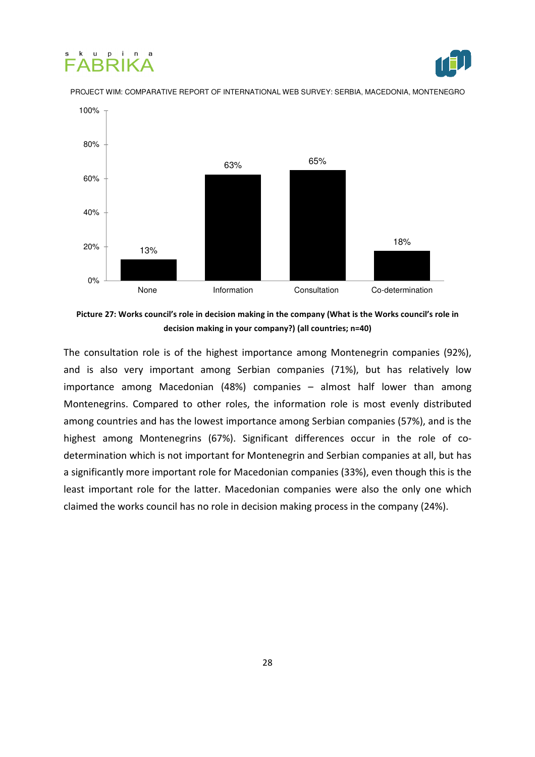| | None | Information | Consultation | Co-determination |
|---|---|---|---|---|
| All countries | 13% | 63% | 65% | 18% |

**Picture 27: Works council's role in decision making in the company (What is the Works council's role in decision making in your company?) (all countries; n=40)**

The consultation role is of the highest importance among Montenegrin companies (92%), and is also very important among Serbian companies (71%), but has relatively low importance among Macedonian (48%) companies – almost half lower than among Montenegrins. Compared to other roles, the information role is most evenly distributed among countries and has the lowest importance among Serbian companies (57%), and is the highest among Montenegrins (67%). Significant differences occur in the role of co-determination which is not important for Montenegrin and Serbian companies at all, but has a significantly more important role for Macedonian companies (33%), even though this is the least important role for the latter. Macedonian companies were also the only one which claimed the works council has no role in decision making process in the company (24%).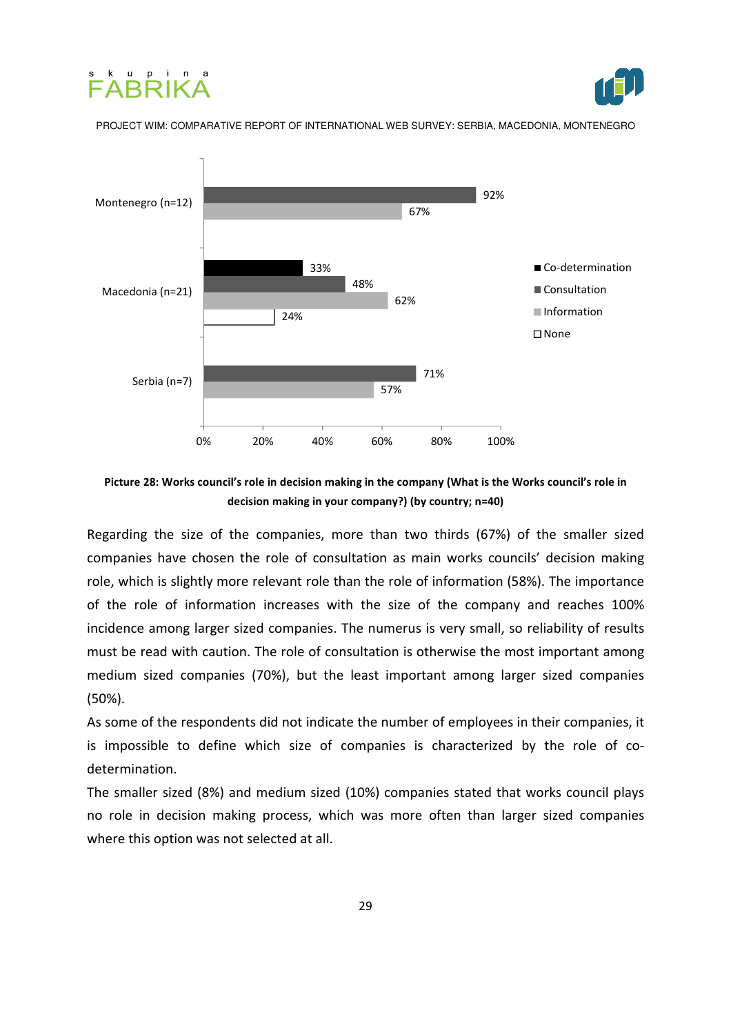| | Co-determination | Consultation | Information | None |
|---|---|---|---|---|
| Montenegro (n=12) | | 92% | 67% | |
| Macedonia (n=21) | 33% | 48% | 62% | 24% |
| Serbia (n=7) | | 71% | 57% | |

**Picture 28: Works council's role in decision making in the company (What is the Works council's role in decision making in your company?) (by country; n=40)**

Regarding the size of the companies, more than two thirds (67%) of the smaller sized companies have chosen the role of consultation as main works councils' decision making role, which is slightly more relevant role than the role of information (58%). The importance of the role of information increases with the size of the company and reaches 100% incidence among larger sized companies. The numerus is very small, so reliability of results must be read with caution. The role of consultation is otherwise the most important among medium sized companies (70%), but the least important among larger sized companies (50%).

As some of the respondents did not indicate the number of employees in their companies, it is impossible to define which size of companies is characterized by the role of co-determination.

The smaller sized (8%) and medium sized (10%) companies stated that works council plays no role in decision making process, which was more often than larger sized companies where this option was not selected at all.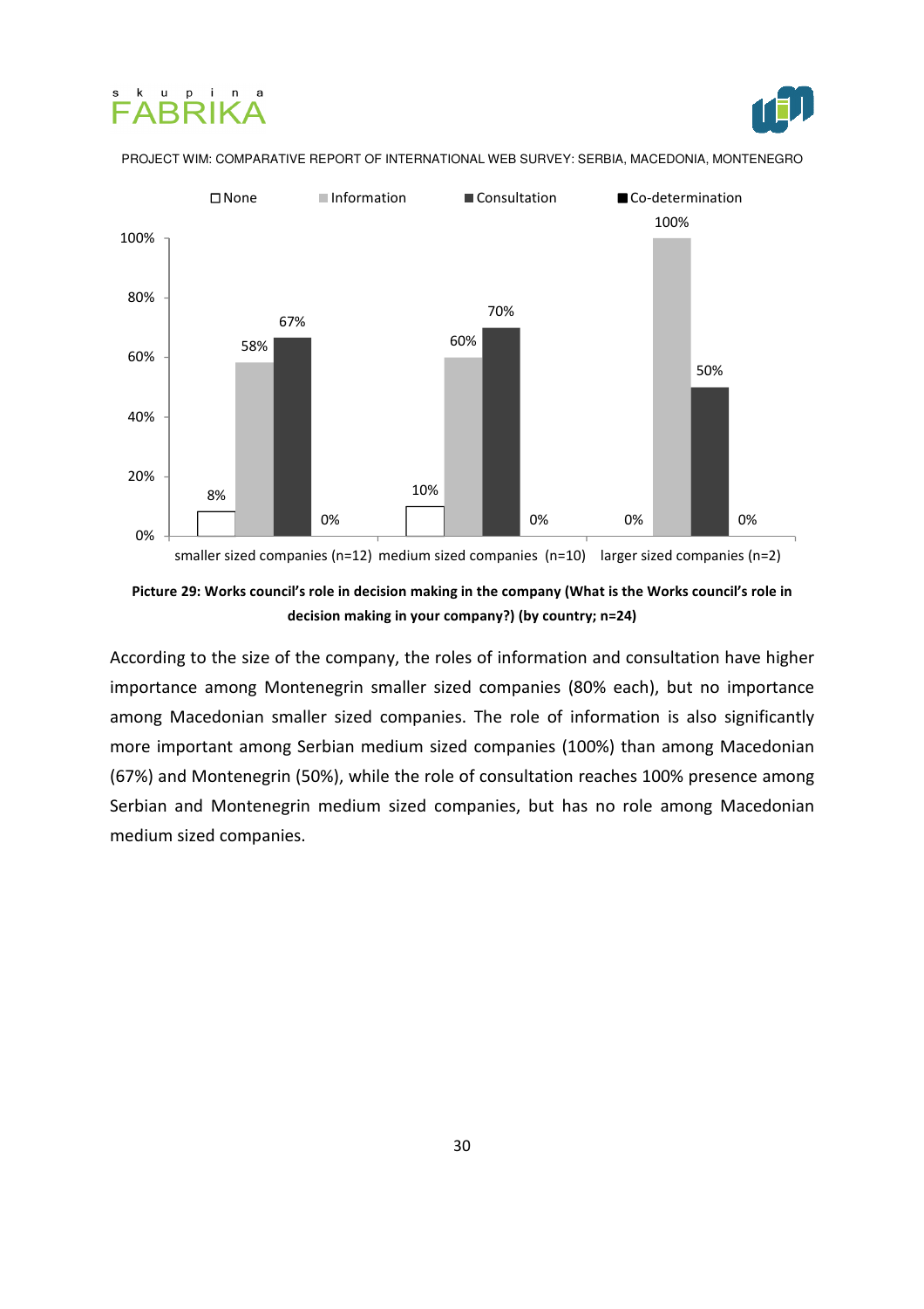| | None | Information | Consultation | Co-determination |
|---|---|---|---|---|
| smaller sized companies (n=12) | 8% | 58% | 67% | 0% |
| medium sized companies (n=10) | 10% | 60% | 70% | 0% |
| larger sized companies (n=2) | 0% | 100% | 50% | 0% |

**Picture 29: Works council's role in decision making in the company (What is the Works council's role in decision making in your company?) (by country; n=24)**

According to the size of the company, the roles of information and consultation have higher importance among Montenegrin smaller sized companies (80% each), but no importance among Macedonian smaller sized companies. The role of information is also significantly more important among Serbian medium sized companies (100%) than among Macedonian (67%) and Montenegrin (50%), while the role of consultation reaches 100% presence among Serbian and Montenegrin medium sized companies, but has no role among Macedonian medium sized companies.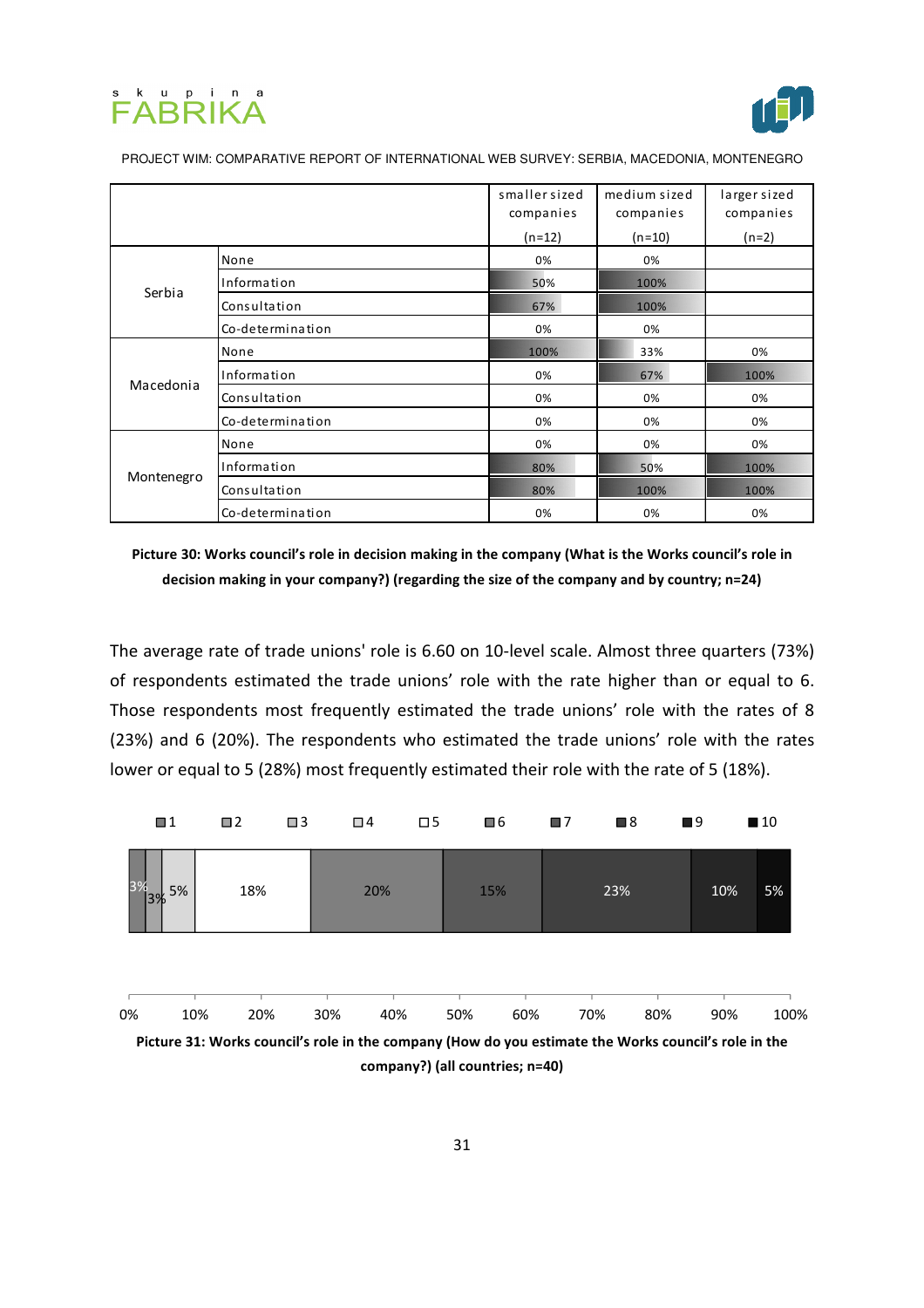| | | smaller sized companies (n=12) | medium sized companies (n=10) | larger sized companies (n=2) |
|---|---|---|---|---|
| Serbia | None | 0% | 0% | |
| | Information | 50% | 100% | |
| | Consultation | 67% | 100% | |
| | Co-determination | 0% | 0% | |
| Macedonia | None | 100% | 33% | 0% |
| | Information | 0% | 67% | 100% |
| | Consultation | 0% | 0% | 0% |
| | Co-determination | 0% | 0% | 0% |
| Montenegro | None | 0% | 0% | 0% |
| | Information | 80% | 50% | 100% |
| | Consultation | 80% | 100% | 100% |
| | Co-determination | 0% | 0% | 0% |

**Picture 30: Works council's role in decision making in the company (What is the Works council's role in decision making in your company?) (regarding the size of the company and by country; n=24)**

The average rate of trade unions' role is 6.60 on 10-level scale. Almost three quarters (73%) of respondents estimated the trade unions' role with the rate higher than or equal to 6. Those respondents most frequently estimated the trade unions' role with the rates of 8 (23%) and 6 (20%). The respondents who estimated the trade unions' role with the rates lower or equal to 5 (28%) most frequently estimated their role with the rate of 5 (18%).

| 1 | 2 | 3 | 4 | 5 | 6 | 7 | 8 | 9 | 10 |
|---|---|---|---|---|---|---|---|---|---|
| 3% | 3% | 5% | | 18% | 20% | 15% | 23% | 10% | 5% |

**Picture 31: Works council's role in the company (How do you estimate the Works council's role in the company?) (all countries; n=40)**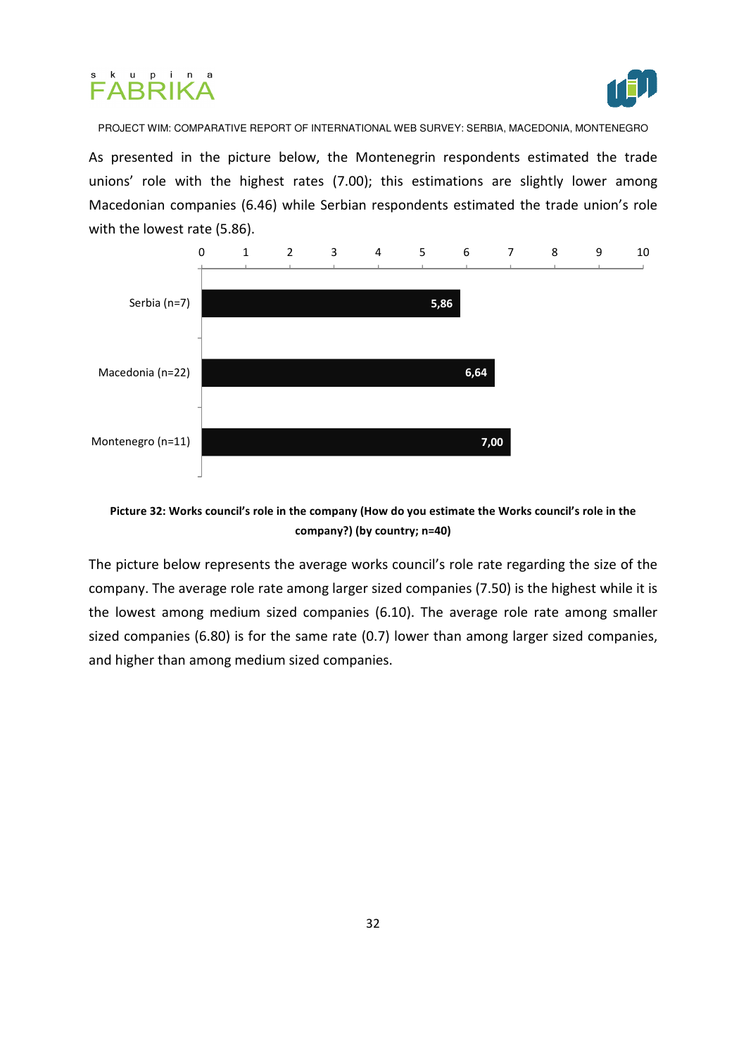As presented in the picture below, the Montenegrin respondents estimated the trade unions' role with the highest rates (7.00); this estimations are slightly lower among Macedonian companies (6.46) while Serbian respondents estimated the trade union's role with the lowest rate (5.86).

| Country | Rate |
|---|---|
| Serbia (n=7) | 5,86 |
| Macedonia (n=22) | 6,64 |
| Montenegro (n=11) | 7,00 |

**Picture 32: Works council's role in the company (How do you estimate the Works council's role in the company?) (by country; n=40)**

The picture below represents the average works council's role rate regarding the size of the company. The average role rate among larger sized companies (7.50) is the highest while it is the lowest among medium sized companies (6.10). The average role rate among smaller sized companies (6.80) is for the same rate (0.7) lower than among larger sized companies, and higher than among medium sized companies.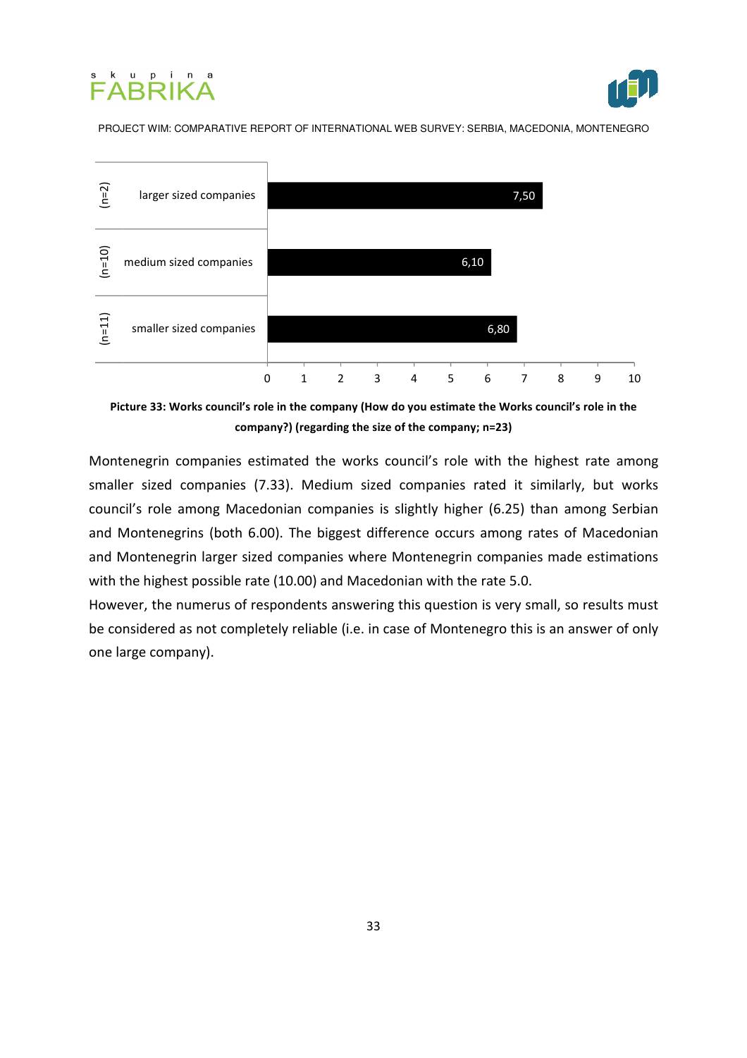| | | |
|---|---|---|
| (n=2) | larger sized companies | 7,50 |
| (n=10) | medium sized companies | 6,10 |
| (n=11) | smaller sized companies | 6,80 |

**Picture 33: Works council's role in the company (How do you estimate the Works council's role in the company?) (regarding the size of the company; n=23)**

Montenegrin companies estimated the works council's role with the highest rate among smaller sized companies (7.33). Medium sized companies rated it similarly, but works council's role among Macedonian companies is slightly higher (6.25) than among Serbian and Montenegrins (both 6.00). The biggest difference occurs among rates of Macedonian and Montenegrin larger sized companies where Montenegrin companies made estimations with the highest possible rate (10.00) and Macedonian with the rate 5.0.

However, the numerus of respondents answering this question is very small, so results must be considered as not completely reliable (i.e. in case of Montenegro this is an answer of only one large company).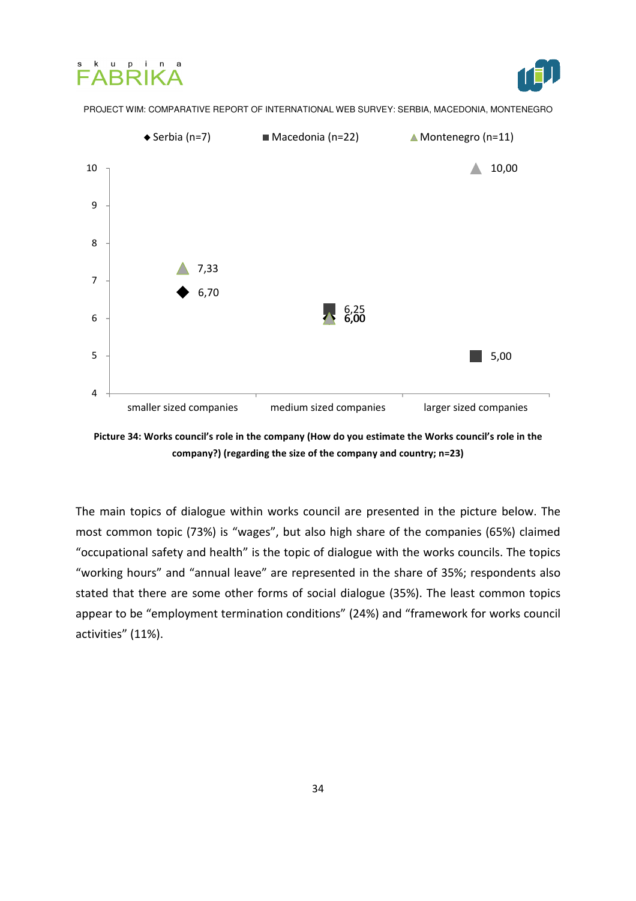| | Serbia (n=7) | Macedonia (n=22) | Montenegro (n=11) |
|---|---|---|---|
| smaller sized companies | 6,70 | | 7,33 |
| medium sized companies | 6,00 | 6,25 | 6,00 |
| larger sized companies | | 5,00 | 10,00 |

**Picture 34: Works council's role in the company (How do you estimate the Works council's role in the company?) (regarding the size of the company and country; n=23)**

The main topics of dialogue within works council are presented in the picture below. The most common topic (73%) is "wages", but also high share of the companies (65%) claimed "occupational safety and health" is the topic of dialogue with the works councils. The topics "working hours" and "annual leave" are represented in the share of 35%; respondents also stated that there are some other forms of social dialogue (35%). The least common topics appear to be "employment termination conditions" (24%) and "framework for works council activities" (11%).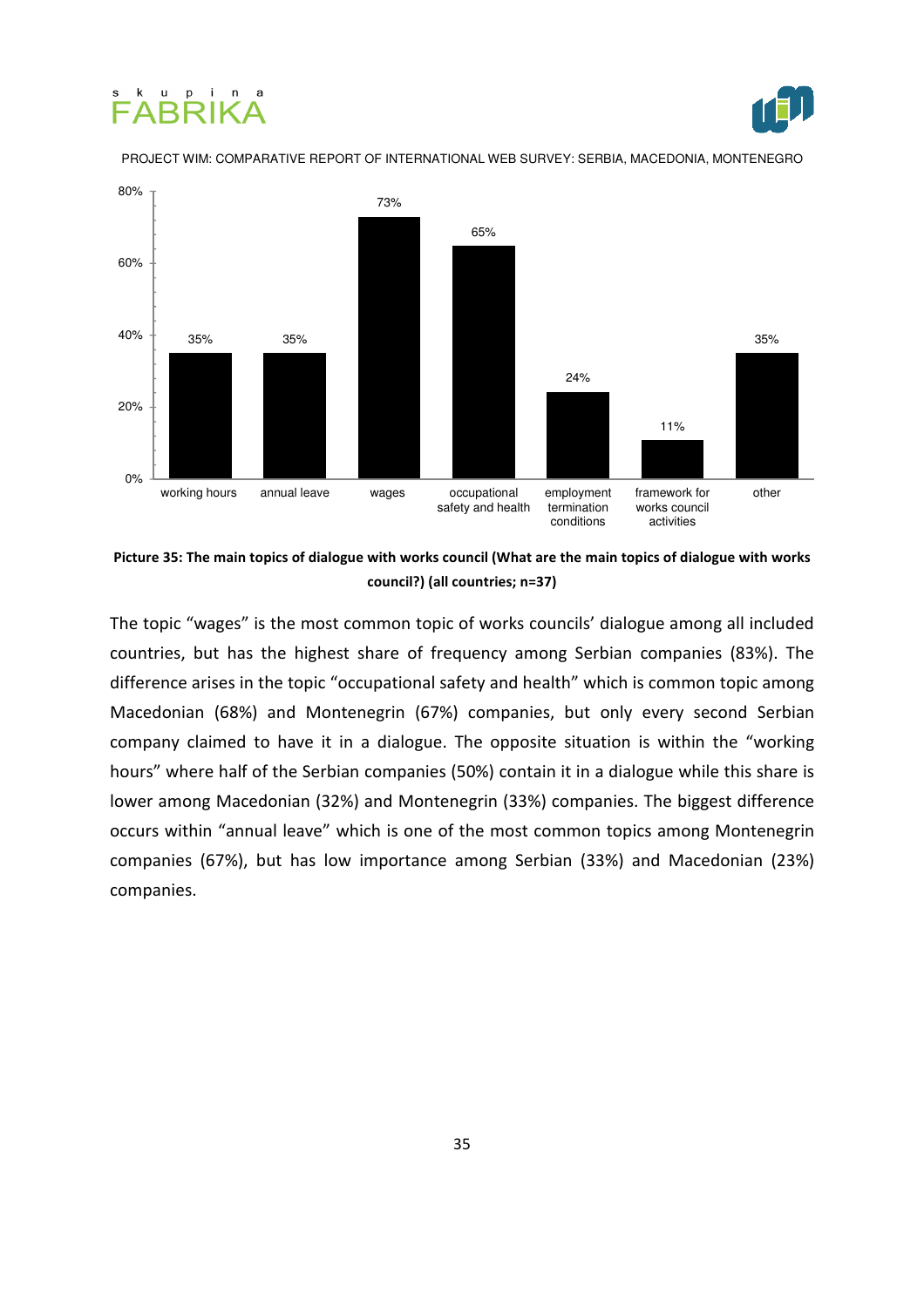Picture 35: The main topics of dialogue with works council (What are the main topics of dialogue with works council?) (all countries; n=37)

The topic "wages" is the most common topic of works councils' dialogue among all included countries, but has the highest share of frequency among Serbian companies (83%). The difference arises in the topic "occupational safety and health" which is common topic among Macedonian (68%) and Montenegrin (67%) companies, but only every second Serbian company claimed to have it in a dialogue. The opposite situation is within the "working hours" where half of the Serbian companies (50%) contain it in a dialogue while this share is lower among Macedonian (32%) and Montenegrin (33%) companies. The biggest difference occurs within "annual leave" which is one of the most common topics among Montenegrin companies (67%), but has low importance among Serbian (33%) and Macedonian (23%) companies.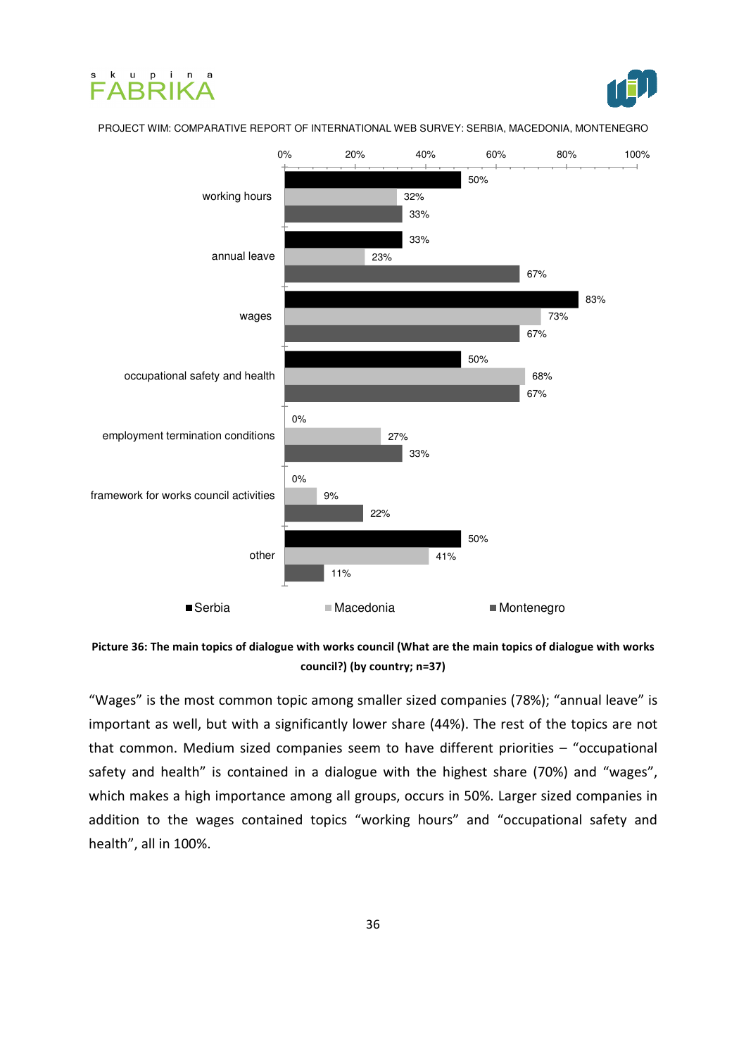| | Serbia | Macedonia | Montenegro |
|---|---|---|---|
| working hours | 50% | 32% | 33% |
| annual leave | 33% | 23% | 67% |
| wages | 83% | 73% | 67% |
| occupational safety and health | 50% | 68% | 67% |
| employment termination conditions | 0% | 27% | 33% |
| framework for works council activities | 0% | 9% | 22% |
| other | 50% | 41% | 11% |

**Picture 36: The main topics of dialogue with works council (What are the main topics of dialogue with works council?) (by country; n=37)**

"Wages" is the most common topic among smaller sized companies (78%); "annual leave" is important as well, but with a significantly lower share (44%). The rest of the topics are not that common. Medium sized companies seem to have different priorities – "occupational safety and health" is contained in a dialogue with the highest share (70%) and "wages", which makes a high importance among all groups, occurs in 50%. Larger sized companies in addition to the wages contained topics "working hours" and "occupational safety and health", all in 100%.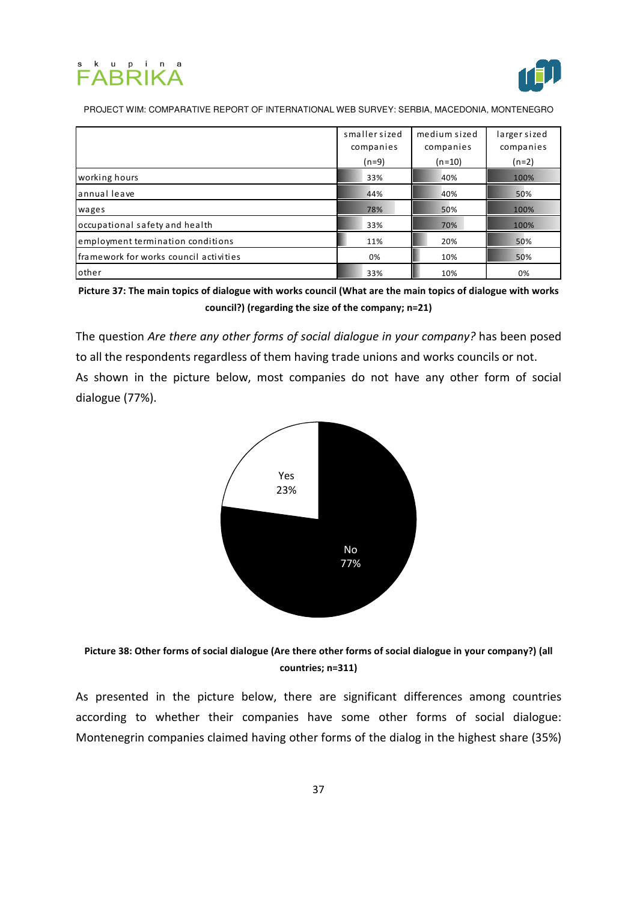| | smaller sized companies (n=9) | medium sized companies (n=10) | larger sized companies (n=2) |
|---|---|---|---|
| working hours | 33% | 40% | 100% |
| annual leave | 44% | 40% | 50% |
| wages | 78% | 50% | 100% |
| occupational safety and health | 33% | 70% | 100% |
| employment termination conditions | 11% | 20% | 50% |
| framework for works council activities | 0% | 10% | 50% |
| other | 33% | 10% | 0% |

**Picture 37: The main topics of dialogue with works council (What are the main topics of dialogue with works council?) (regarding the size of the company; n=21)**

The question *Are there any other forms of social dialogue in your company?* has been posed to all the respondents regardless of them having trade unions and works councils or not.

As shown in the picture below, most companies do not have any other form of social dialogue (77%).

Yes 23%

No 77%

**Picture 38: Other forms of social dialogue (Are there other forms of social dialogue in your company?) (all countries; n=311)**

As presented in the picture below, there are significant differences among countries according to whether their companies have some other forms of social dialogue: Montenegrin companies claimed having other forms of the dialog in the highest share (35%)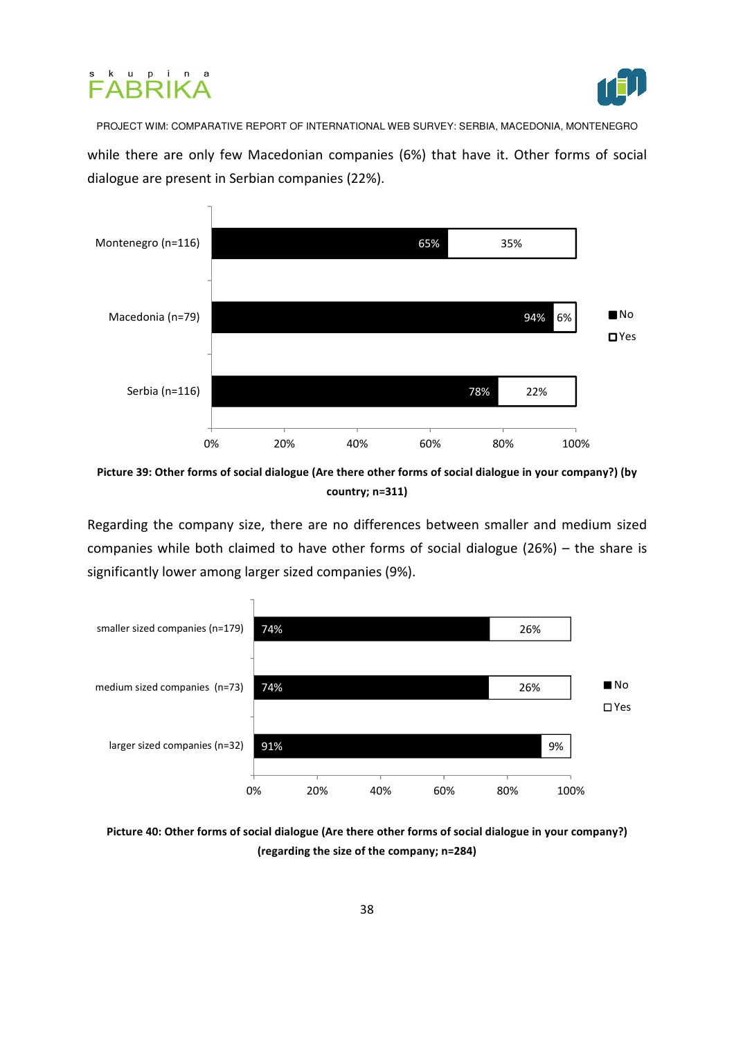while there are only few Macedonian companies (6%) that have it. Other forms of social dialogue are present in Serbian companies (22%).

| | No | Yes |
|---|---|---|
| Montenegro (n=116) | 65% | 35% |
| Macedonia (n=79) | 94% | 6% |
| Serbia (n=116) | 78% | 22% |

**Picture 39: Other forms of social dialogue (Are there other forms of social dialogue in your company?) (by country; n=311)**

Regarding the company size, there are no differences between smaller and medium sized companies while both claimed to have other forms of social dialogue (26%) – the share is significantly lower among larger sized companies (9%).

| | No | Yes |
|---|---|---|
| smaller sized companies (n=179) | 74% | 26% |
| medium sized companies (n=73) | 74% | 26% |
| larger sized companies (n=32) | 91% | 9% |

**Picture 40: Other forms of social dialogue (Are there other forms of social dialogue in your company?) (regarding the size of the company; n=284)**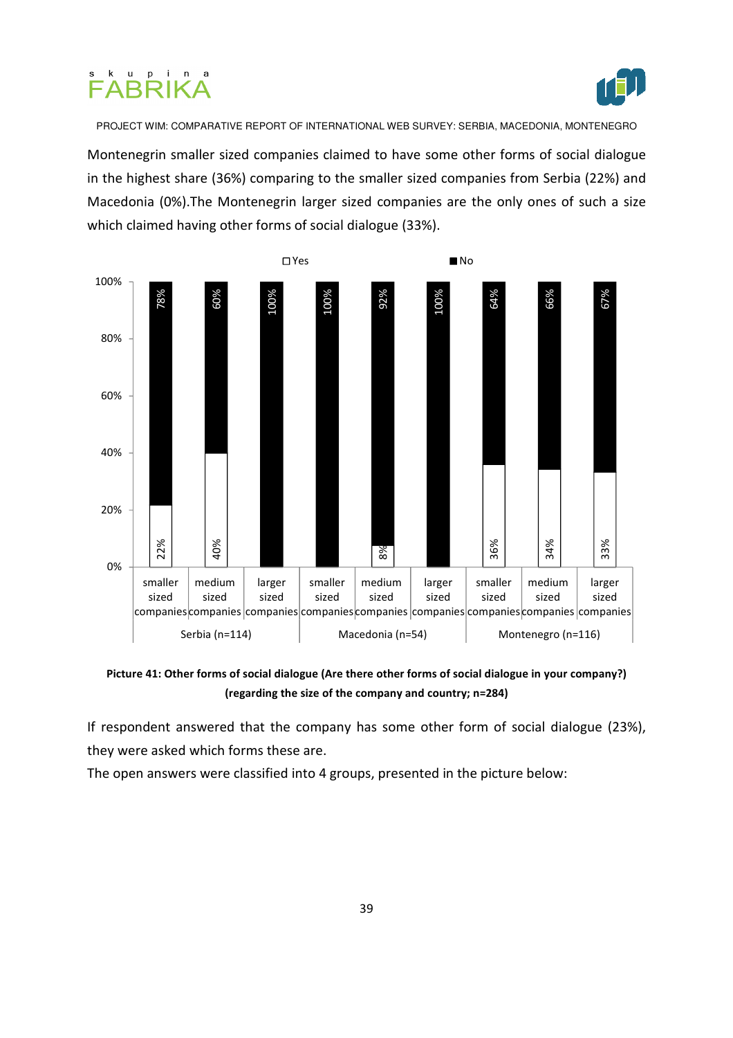Montenegrin smaller sized companies claimed to have some other forms of social dialogue in the highest share (36%) comparing to the smaller sized companies from Serbia (22%) and Macedonia (0%).The Montenegrin larger sized companies are the only ones of such a size which claimed having other forms of social dialogue (33%).

| Country | Company size | Yes | No |
|---|---|---|---|
| Serbia (n=114) | smaller sized companies | 22% | 78% |
| | medium sized companies | 40% | 60% |
| | larger sized companies | | 100% |
| Macedonia (n=54) | smaller sized companies | | 100% |
| | medium sized companies | 8% | 92% |
| | larger sized companies | | 100% |
| Montenegro (n=116) | smaller sized companies | 36% | 64% |
| | medium sized companies | 34% | 66% |
| | larger sized companies | 33% | 67% |

**Picture 41: Other forms of social dialogue (Are there other forms of social dialogue in your company?) (regarding the size of the company and country; n=284)**

If respondent answered that the company has some other form of social dialogue (23%), they were asked which forms these are.

The open answers were classified into 4 groups, presented in the picture below: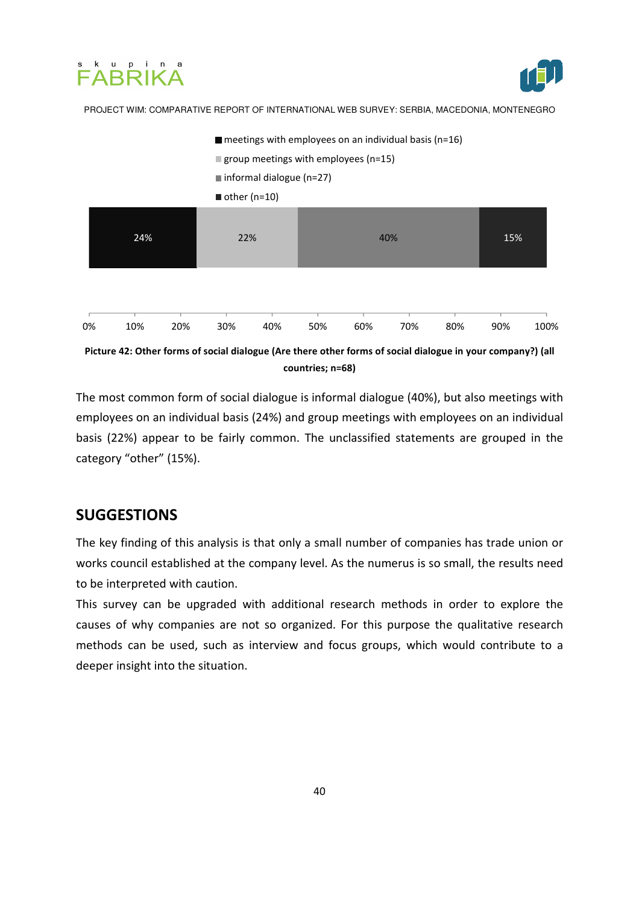meetings with employees on an individual basis (n=16)
group meetings with employees (n=15)
informal dialogue (n=27)
other (n=10)

24%
22%
40%
15%

0% 10% 20% 30% 40% 50% 60% 70% 80% 90% 100%

**Picture 42: Other forms of social dialogue (Are there other forms of social dialogue in your company?) (all countries; n=68)**

The most common form of social dialogue is informal dialogue (40%), but also meetings with employees on an individual basis (24%) and group meetings with employees on an individual basis (22%) appear to be fairly common. The unclassified statements are grouped in the category "other" (15%).

## SUGGESTIONS

The key finding of this analysis is that only a small number of companies has trade union or works council established at the company level. As the numerus is so small, the results need to be interpreted with caution.

This survey can be upgraded with additional research methods in order to explore the causes of why companies are not so organized. For this purpose the qualitative research methods can be used, such as interview and focus groups, which would contribute to a deeper insight into the situation.